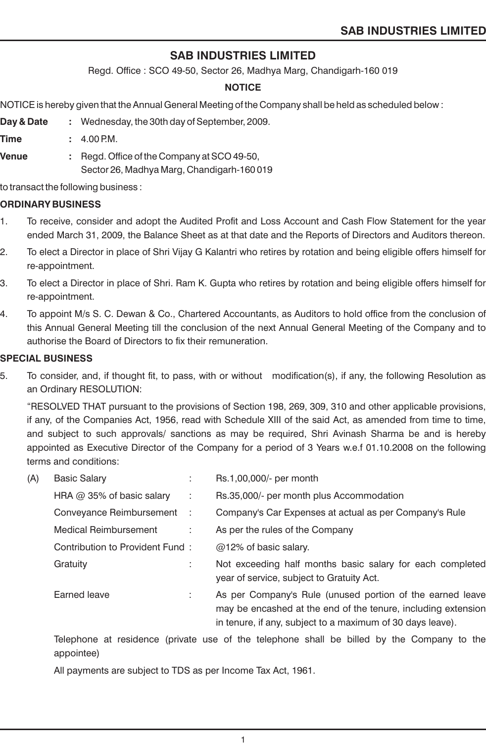# SAB INDUSTRIES LIMITED

Regd. Office : SCO 49-50, Sector 26, Madhya Marg, Chandigarh-160 019

## NOTICE

NOTICE is hereby given that the Annual General Meeting of the Company shall be held as scheduled below :

**Day & Date** : Wednesday, the 30th day of September, 2009.

**Time** : 4.00 P.M.

**Venue** : Regd. Office of the Company at SCO 49-50, Sector 26, Madhya Marg, Chandigarh-160 019

to transact the following business :

**ORDINARY BUSINESS**

1. To receive, consider and adopt the Audited Profit and Loss Account and Cash Flow Statement for the year ended March 31, 2009, the Balance Sheet as at that date and the Reports of Directors and Auditors thereon.
2. To elect a Director in place of Shri Vijay G Kalantri who retires by rotation and being eligible offers himself for re-appointment.
3. To elect a Director in place of Shri. Ram K. Gupta who retires by rotation and being eligible offers himself for re-appointment.
4. To appoint M/s S. C. Dewan & Co., Chartered Accountants, as Auditors to hold office from the conclusion of this Annual General Meeting till the conclusion of the next Annual General Meeting of the Company and to authorise the Board of Directors to fix their remuneration.

**SPECIAL BUSINESS**

5. To consider, and, if thought fit, to pass, with or without modification(s), if any, the following Resolution as an Ordinary RESOLUTION:

   "RESOLVED THAT pursuant to the provisions of Section 198, 269, 309, 310 and other applicable provisions, if any, of the Companies Act, 1956, read with Schedule XIII of the said Act, as amended from time to time, and subject to such approvals/ sanctions as may be required, Shri Avinash Sharma be and is hereby appointed as Executive Director of the Company for a period of 3 Years w.e.f 01.10.2008 on the following terms and conditions:

   (A)

   | | | |
   |---|---|---|
   | Basic Salary | : | Rs.1,00,000/- per month |
   | HRA @ 35% of basic salary | : | Rs.35,000/- per month plus Accommodation |
   | Conveyance Reimbursement | : | Company's Car Expenses at actual as per Company's Rule |
   | Medical Reimbursement | : | As per the rules of the Company |
   | Contribution to Provident Fund | : | @12% of basic salary. |
   | Gratuity | : | Not exceeding half months basic salary for each completed year of service, subject to Gratuity Act. |
   | Earned leave | : | As per Company's Rule (unused portion of the earned leave may be encashed at the end of the tenure, including extension in tenure, if any, subject to a maximum of 30 days leave). |

   Telephone at residence (private use of the telephone shall be billed by the Company to the appointee)

   All payments are subject to TDS as per Income Tax Act, 1961.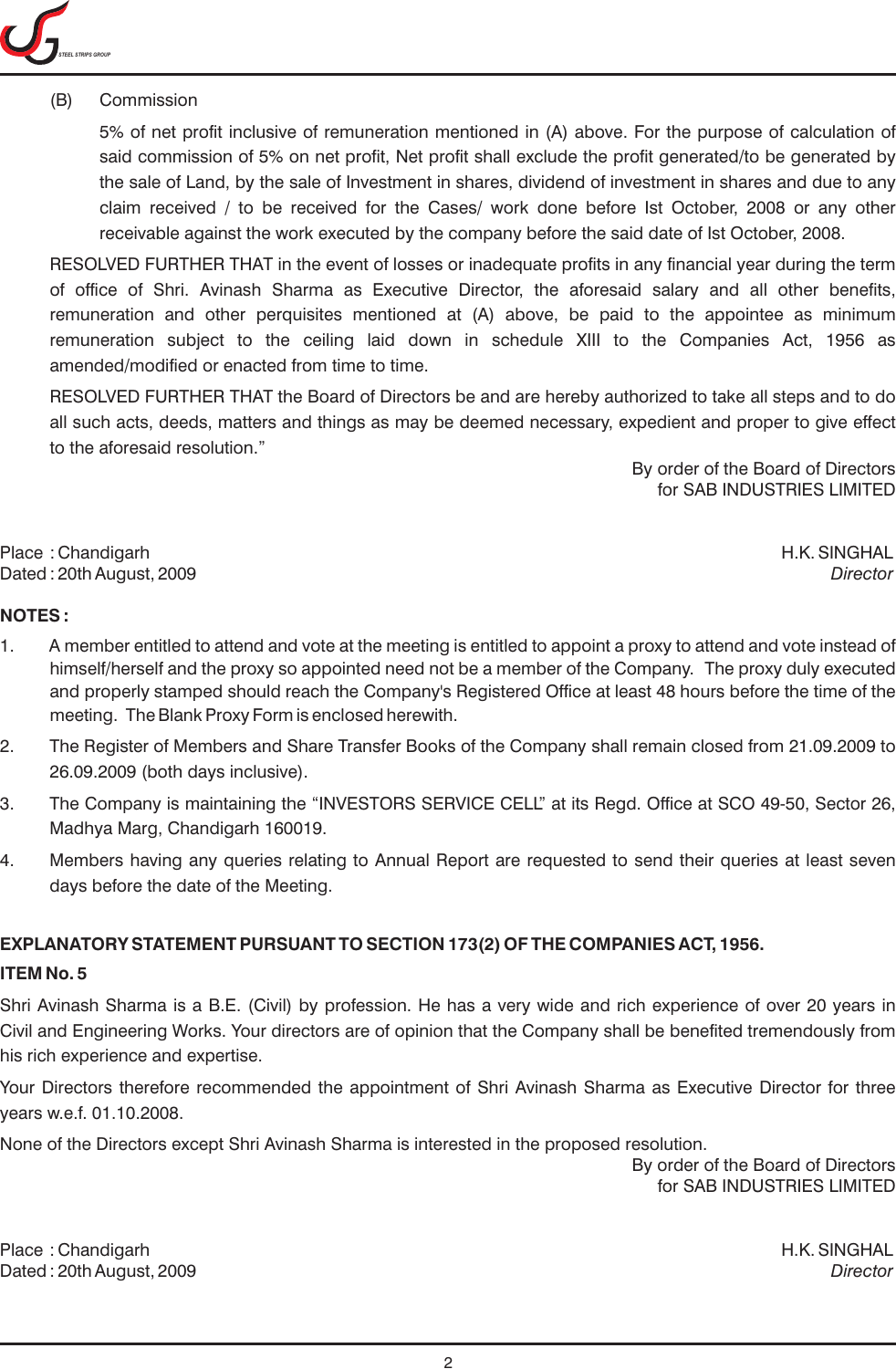(B) Commission

5% of net profit inclusive of remuneration mentioned in (A) above. For the purpose of calculation of said commission of 5% on net profit, Net profit shall exclude the profit generated/to be generated by the sale of Land, by the sale of Investment in shares, dividend of investment in shares and due to any claim received / to be received for the Cases/ work done before Ist October, 2008 or any other receivable against the work executed by the company before the said date of Ist October, 2008.

RESOLVED FURTHER THAT in the event of losses or inadequate profits in any financial year during the term of office of Shri. Avinash Sharma as Executive Director, the aforesaid salary and all other benefits, remuneration and other perquisites mentioned at (A) above, be paid to the appointee as minimum remuneration subject to the ceiling laid down in schedule XIII to the Companies Act, 1956 as amended/modified or enacted from time to time.

RESOLVED FURTHER THAT the Board of Directors be and are hereby authorized to take all steps and to do all such acts, deeds, matters and things as may be deemed necessary, expedient and proper to give effect to the aforesaid resolution."

By order of the Board of Directors
for SAB INDUSTRIES LIMITED

Place : Chandigarh
Dated : 20th August, 2009

H.K. SINGHAL
*Director*

**NOTES :**

1. A member entitled to attend and vote at the meeting is entitled to appoint a proxy to attend and vote instead of himself/herself and the proxy so appointed need not be a member of the Company. The proxy duly executed and properly stamped should reach the Company's Registered Office at least 48 hours before the time of the meeting. The Blank Proxy Form is enclosed herewith.
2. The Register of Members and Share Transfer Books of the Company shall remain closed from 21.09.2009 to 26.09.2009 (both days inclusive).
3. The Company is maintaining the "INVESTORS SERVICE CELL" at its Regd. Office at SCO 49-50, Sector 26, Madhya Marg, Chandigarh 160019.
4. Members having any queries relating to Annual Report are requested to send their queries at least seven days before the date of the Meeting.

**EXPLANATORY STATEMENT PURSUANT TO SECTION 173(2) OF THE COMPANIES ACT, 1956.**

**ITEM No. 5**

Shri Avinash Sharma is a B.E. (Civil) by profession. He has a very wide and rich experience of over 20 years in Civil and Engineering Works. Your directors are of opinion that the Company shall be benefited tremendously from his rich experience and expertise.

Your Directors therefore recommended the appointment of Shri Avinash Sharma as Executive Director for three years w.e.f. 01.10.2008.

None of the Directors except Shri Avinash Sharma is interested in the proposed resolution.

By order of the Board of Directors
for SAB INDUSTRIES LIMITED

Place : Chandigarh
Dated : 20th August, 2009

H.K. SINGHAL
*Director*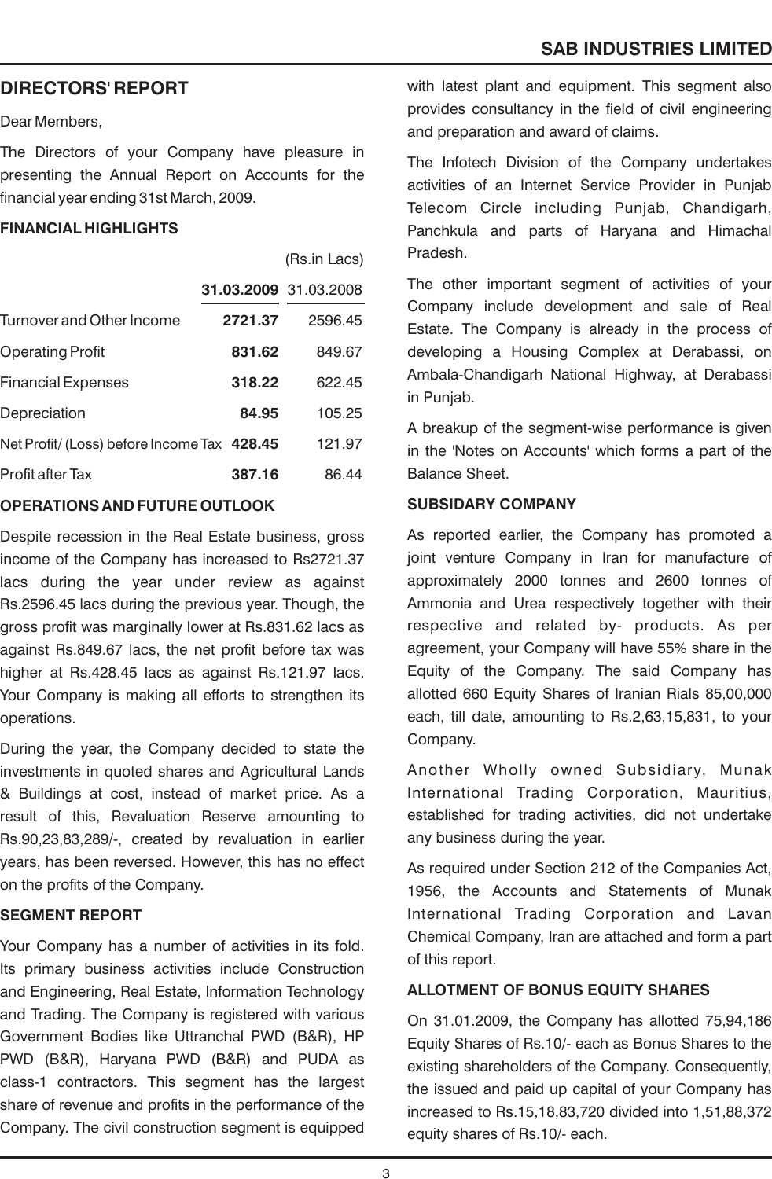## DIRECTORS' REPORT

Dear Members,

The Directors of your Company have pleasure in presenting the Annual Report on Accounts for the financial year ending 31st March, 2009.

### FINANCIAL HIGHLIGHTS

(Rs.in Lacs)

| | **31.03.2009** | 31.03.2008 |
|---|---|---|
| Turnover and Other Income | **2721.37** | 2596.45 |
| Operating Profit | **831.62** | 849.67 |
| Financial Expenses | **318.22** | 622.45 |
| Depreciation | **84.95** | 105.25 |
| Net Profit/ (Loss) before Income Tax | **428.45** | 121.97 |
| Profit after Tax | **387.16** | 86.44 |

### OPERATIONS AND FUTURE OUTLOOK

Despite recession in the Real Estate business, gross income of the Company has increased to Rs2721.37 lacs during the year under review as against Rs.2596.45 lacs during the previous year. Though, the gross profit was marginally lower at Rs.831.62 lacs as against Rs.849.67 lacs, the net profit before tax was higher at Rs.428.45 lacs as against Rs.121.97 lacs. Your Company is making all efforts to strengthen its operations.

During the year, the Company decided to state the investments in quoted shares and Agricultural Lands & Buildings at cost, instead of market price. As a result of this, Revaluation Reserve amounting to Rs.90,23,83,289/-, created by revaluation in earlier years, has been reversed. However, this has no effect on the profits of the Company.

### SEGMENT REPORT

Your Company has a number of activities in its fold. Its primary business activities include Construction and Engineering, Real Estate, Information Technology and Trading. The Company is registered with various Government Bodies like Uttranchal PWD (B&R), HP PWD (B&R), Haryana PWD (B&R) and PUDA as class-1 contractors. This segment has the largest share of revenue and profits in the performance of the Company. The civil construction segment is equipped with latest plant and equipment. This segment also provides consultancy in the field of civil engineering and preparation and award of claims.

The Infotech Division of the Company undertakes activities of an Internet Service Provider in Punjab Telecom Circle including Punjab, Chandigarh, Panchkula and parts of Haryana and Himachal Pradesh.

The other important segment of activities of your Company include development and sale of Real Estate. The Company is already in the process of developing a Housing Complex at Derabassi, on Ambala-Chandigarh National Highway, at Derabassi in Punjab.

A breakup of the segment-wise performance is given in the 'Notes on Accounts' which forms a part of the Balance Sheet.

### SUBSIDARY COMPANY

As reported earlier, the Company has promoted a joint venture Company in Iran for manufacture of approximately 2000 tonnes and 2600 tonnes of Ammonia and Urea respectively together with their respective and related by- products. As per agreement, your Company will have 55% share in the Equity of the Company. The said Company has allotted 660 Equity Shares of Iranian Rials 85,00,000 each, till date, amounting to Rs.2,63,15,831, to your Company.

Another Wholly owned Subsidiary, Munak International Trading Corporation, Mauritius, established for trading activities, did not undertake any business during the year.

As required under Section 212 of the Companies Act, 1956, the Accounts and Statements of Munak International Trading Corporation and Lavan Chemical Company, Iran are attached and form a part of this report.

### ALLOTMENT OF BONUS EQUITY SHARES

On 31.01.2009, the Company has allotted 75,94,186 Equity Shares of Rs.10/- each as Bonus Shares to the existing shareholders of the Company. Consequently, the issued and paid up capital of your Company has increased to Rs.15,18,83,720 divided into 1,51,88,372 equity shares of Rs.10/- each.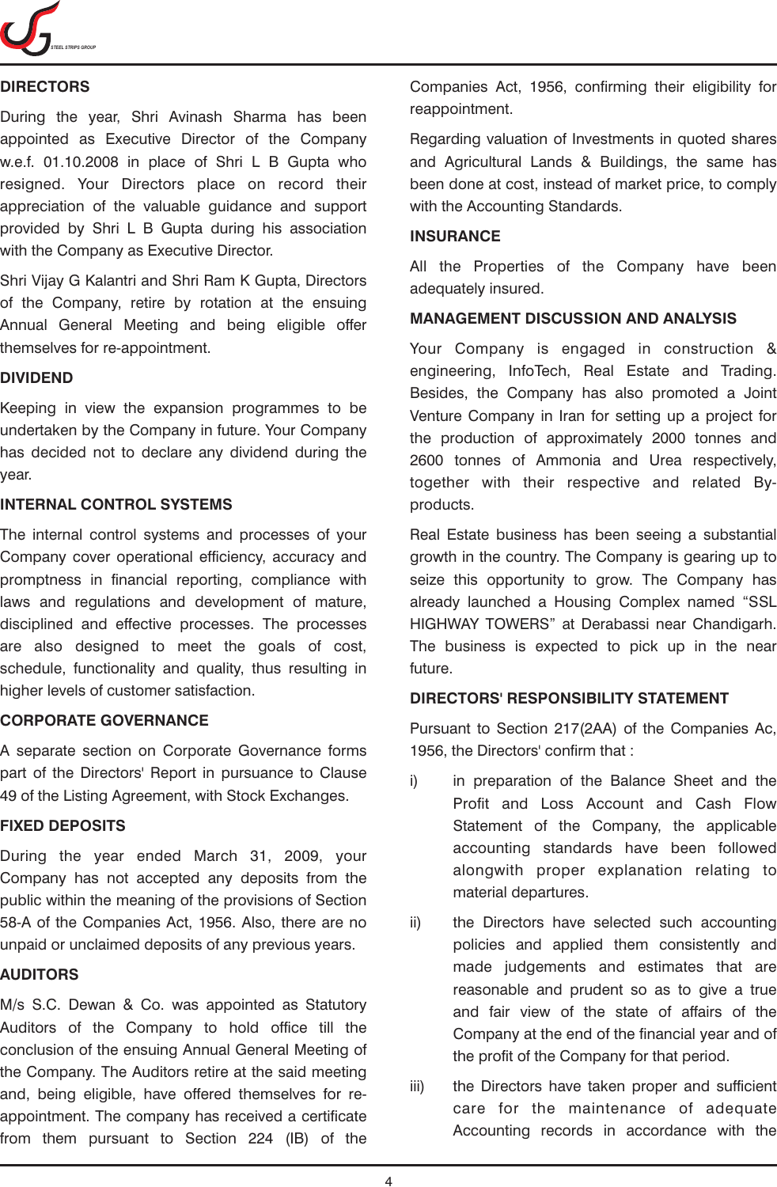## DIRECTORS

During the year, Shri Avinash Sharma has been appointed as Executive Director of the Company w.e.f. 01.10.2008 in place of Shri L B Gupta who resigned. Your Directors place on record their appreciation of the valuable guidance and support provided by Shri L B Gupta during his association with the Company as Executive Director.

Shri Vijay G Kalantri and Shri Ram K Gupta, Directors of the Company, retire by rotation at the ensuing Annual General Meeting and being eligible offer themselves for re-appointment.

## DIVIDEND

Keeping in view the expansion programmes to be undertaken by the Company in future. Your Company has decided not to declare any dividend during the year.

## INTERNAL CONTROL SYSTEMS

The internal control systems and processes of your Company cover operational efficiency, accuracy and promptness in financial reporting, compliance with laws and regulations and development of mature, disciplined and effective processes. The processes are also designed to meet the goals of cost, schedule, functionality and quality, thus resulting in higher levels of customer satisfaction.

## CORPORATE GOVERNANCE

A separate section on Corporate Governance forms part of the Directors' Report in pursuance to Clause 49 of the Listing Agreement, with Stock Exchanges.

## FIXED DEPOSITS

During the year ended March 31, 2009, your Company has not accepted any deposits from the public within the meaning of the provisions of Section 58-A of the Companies Act, 1956. Also, there are no unpaid or unclaimed deposits of any previous years.

## AUDITORS

M/s S.C. Dewan & Co. was appointed as Statutory Auditors of the Company to hold office till the conclusion of the ensuing Annual General Meeting of the Company. The Auditors retire at the said meeting and, being eligible, have offered themselves for re-appointment. The company has received a certificate from them pursuant to Section 224 (IB) of the Companies Act, 1956, confirming their eligibility for reappointment.

Regarding valuation of Investments in quoted shares and Agricultural Lands & Buildings, the same has been done at cost, instead of market price, to comply with the Accounting Standards.

## INSURANCE

All the Properties of the Company have been adequately insured.

## MANAGEMENT DISCUSSION AND ANALYSIS

Your Company is engaged in construction & engineering, InfoTech, Real Estate and Trading. Besides, the Company has also promoted a Joint Venture Company in Iran for setting up a project for the production of approximately 2000 tonnes and 2600 tonnes of Ammonia and Urea respectively, together with their respective and related By-products.

Real Estate business has been seeing a substantial growth in the country. The Company is gearing up to seize this opportunity to grow. The Company has already launched a Housing Complex named "SSL HIGHWAY TOWERS" at Derabassi near Chandigarh. The business is expected to pick up in the near future.

## DIRECTORS' RESPONSIBILITY STATEMENT

Pursuant to Section 217(2AA) of the Companies Ac, 1956, the Directors' confirm that :

i) in preparation of the Balance Sheet and the Profit and Loss Account and Cash Flow Statement of the Company, the applicable accounting standards have been followed alongwith proper explanation relating to material departures.

ii) the Directors have selected such accounting policies and applied them consistently and made judgements and estimates that are reasonable and prudent so as to give a true and fair view of the state of affairs of the Company at the end of the financial year and of the profit of the Company for that period.

iii) the Directors have taken proper and sufficient care for the maintenance of adequate Accounting records in accordance with the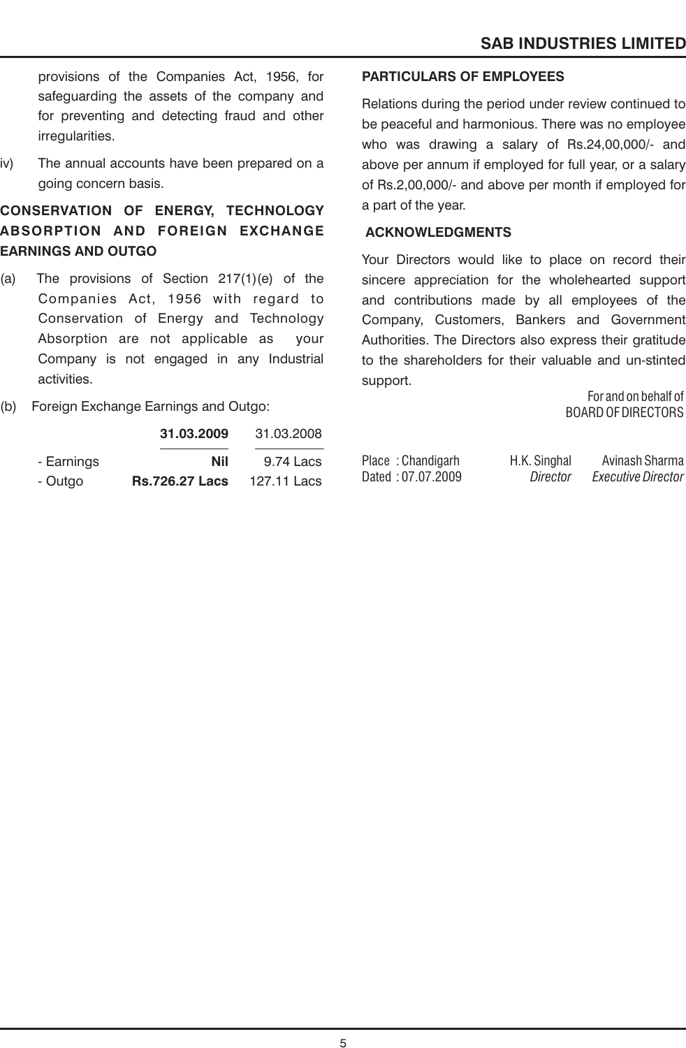provisions of the Companies Act, 1956, for safeguarding the assets of the company and for preventing and detecting fraud and other irregularities.

iv) The annual accounts have been prepared on a going concern basis.

## CONSERVATION OF ENERGY, TECHNOLOGY ABSORPTION AND FOREIGN EXCHANGE EARNINGS AND OUTGO

(a) The provisions of Section 217(1)(e) of the Companies Act, 1956 with regard to Conservation of Energy and Technology Absorption are not applicable as your Company is not engaged in any Industrial activities.

(b) Foreign Exchange Earnings and Outgo:

| | **31.03.2009** | 31.03.2008 |
|---|---|---|
| - Earnings | **Nil** | 9.74 Lacs |
| - Outgo | **Rs.726.27 Lacs** | 127.11 Lacs |

## PARTICULARS OF EMPLOYEES

Relations during the period under review continued to be peaceful and harmonious. There was no employee who was drawing a salary of Rs.24,00,000/- and above per annum if employed for full year, or a salary of Rs.2,00,000/- and above per month if employed for a part of the year.

## ACKNOWLEDGMENTS

Your Directors would like to place on record their sincere appreciation for the wholehearted support and contributions made by all employees of the Company, Customers, Bankers and Government Authorities. The Directors also express their gratitude to the shareholders for their valuable and un-stinted support.

For and on behalf of
BOARD OF DIRECTORS

Place : Chandigarh
Dated : 07.07.2009

H.K. Singhal
*Director*

Avinash Sharma
*Executive Director*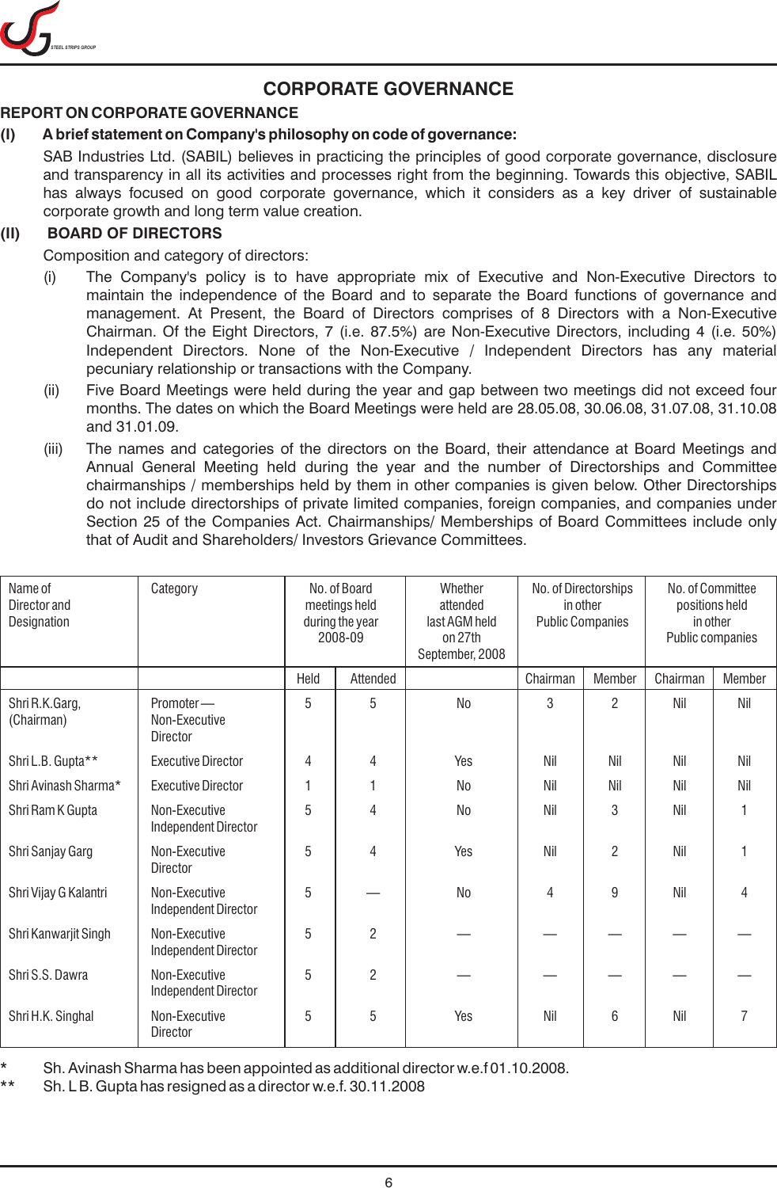# CORPORATE GOVERNANCE

## REPORT ON CORPORATE GOVERNANCE

**(I) A brief statement on Company's philosophy on code of governance:**

SAB Industries Ltd. (SABIL) believes in practicing the principles of good corporate governance, disclosure and transparency in all its activities and processes right from the beginning. Towards this objective, SABIL has always focused on good corporate governance, which it considers as a key driver of sustainable corporate growth and long term value creation.

**(II) BOARD OF DIRECTORS**

Composition and category of directors:

(i) The Company's policy is to have appropriate mix of Executive and Non-Executive Directors to maintain the independence of the Board and to separate the Board functions of governance and management. At Present, the Board of Directors comprises of 8 Directors with a Non-Executive Chairman. Of the Eight Directors, 7 (i.e. 87.5%) are Non-Executive Directors, including 4 (i.e. 50%) Independent Directors. None of the Non-Executive / Independent Directors has any material pecuniary relationship or transactions with the Company.

(ii) Five Board Meetings were held during the year and gap between two meetings did not exceed four months. The dates on which the Board Meetings were held are 28.05.08, 30.06.08, 31.07.08, 31.10.08 and 31.01.09.

(iii) The names and categories of the directors on the Board, their attendance at Board Meetings and Annual General Meeting held during the year and the number of Directorships and Committee chairmanships / memberships held by them in other companies is given below. Other Directorships do not include directorships of private limited companies, foreign companies, and companies under Section 25 of the Companies Act. Chairmanships/ Memberships of Board Committees include only that of Audit and Shareholders/ Investors Grievance Committees.

| Name of Director and Designation | Category | No. of Board meetings held during the year 2008-09 | | Whether attended last AGM held on 27th September, 2008 | No. of Directorships in other Public Companies | | No. of Committee positions held in other Public companies | |
|---|---|---|---|---|---|---|---|---|
| | | Held | Attended | | Chairman | Member | Chairman | Member |
| Shri R.K.Garg, (Chairman) | Promoter — Non-Executive Director | 5 | 5 | No | 3 | 2 | Nil | Nil |
| Shri L.B. Gupta** | Executive Director | 4 | 4 | Yes | Nil | Nil | Nil | Nil |
| Shri Avinash Sharma* | Executive Director | 1 | 1 | No | Nil | Nil | Nil | Nil |
| Shri Ram K Gupta | Non-Executive Independent Director | 5 | 4 | No | Nil | 3 | Nil | 1 |
| Shri Sanjay Garg | Non-Executive Director | 5 | 4 | Yes | Nil | 2 | Nil | 1 |
| Shri Vijay G Kalantri | Non-Executive Independent Director | 5 | — | No | 4 | 9 | Nil | 4 |
| Shri Kanwarjit Singh | Non-Executive Independent Director | 5 | 2 | — | — | — | — | — |
| Shri S.S. Dawra | Non-Executive Independent Director | 5 | 2 | — | — | — | — | — |
| Shri H.K. Singhal | Non-Executive Director | 5 | 5 | Yes | Nil | 6 | Nil | 7 |

\* Sh. Avinash Sharma has been appointed as additional director w.e.f 01.10.2008.

** Sh. L B. Gupta has resigned as a director w.e.f. 30.11.2008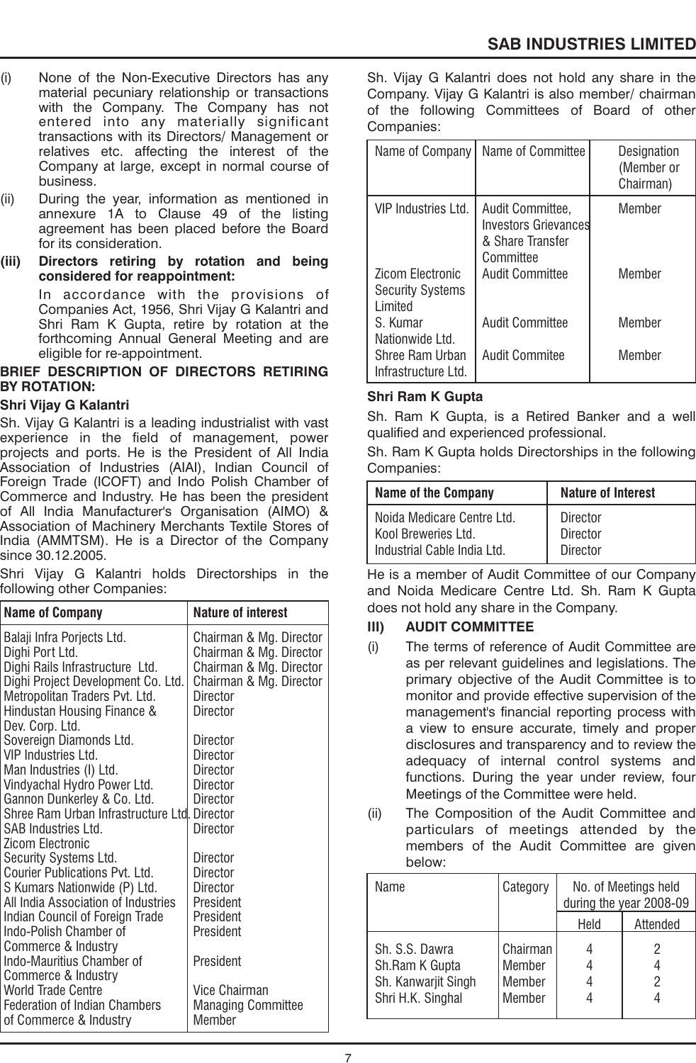(i) None of the Non-Executive Directors has any material pecuniary relationship or transactions with the Company. The Company has not entered into any materially significant transactions with its Directors/ Management or relatives etc. affecting the interest of the Company at large, except in normal course of business.

(ii) During the year, information as mentioned in annexure 1A to Clause 49 of the listing agreement has been placed before the Board for its consideration.

**(iii) Directors retiring by rotation and being considered for reappointment:**

In accordance with the provisions of Companies Act, 1956, Shri Vijay G Kalantri and Shri Ram K Gupta, retire by rotation at the forthcoming Annual General Meeting and are eligible for re-appointment.

**BRIEF DESCRIPTION OF DIRECTORS RETIRING BY ROTATION:**

**Shri Vijay G Kalantri**

Sh. Vijay G Kalantri is a leading industrialist with vast experience in the field of management, power projects and ports. He is the President of All India Association of Industries (AIAI), Indian Council of Foreign Trade (ICOFT) and Indo Polish Chamber of Commerce and Industry. He has been the president of All India Manufacturer's Organisation (AIMO) & Association of Machinery Merchants Textile Stores of India (AMMTSM). He is a Director of the Company since 30.12.2005.

Shri Vijay G Kalantri holds Directorships in the following other Companies:

| Name of Company | Nature of interest |
|---|---|
| Balaji Infra Porjects Ltd. | Chairman & Mg. Director |
| Dighi Port Ltd. | Chairman & Mg. Director |
| Dighi Rails Infrastructure Ltd. | Chairman & Mg. Director |
| Dighi Project Development Co. Ltd. | Chairman & Mg. Director |
| Metropolitan Traders Pvt. Ltd. | Director |
| Hindustan Housing Finance & Dev. Corp. Ltd. | Director |
| Sovereign Diamonds Ltd. | Director |
| VIP Industries Ltd. | Director |
| Man Industries (I) Ltd. | Director |
| Vindyachal Hydro Power Ltd. | Director |
| Gannon Dunkerley & Co. Ltd. | Director |
| Shree Ram Urban Infrastructure Ltd. | Director |
| SAB Industries Ltd. | Director |
| Zicom Electronic Security Systems Ltd. | Director |
| Courier Publications Pvt. Ltd. | Director |
| S Kumars Nationwide (P) Ltd. | Director |
| All India Association of Industries | President |
| Indian Council of Foreign Trade | President |
| Indo-Polish Chamber of Commerce & Industry | President |
| Indo-Mauritius Chamber of Commerce & Industry | President |
| World Trade Centre | Vice Chairman |
| Federation of Indian Chambers of Commerce & Industry | Managing Committee Member |

Sh. Vijay G Kalantri does not hold any share in the Company. Vijay G Kalantri is also member/ chairman of the following Committees of Board of other Companies:

| Name of Company | Name of Committee | Designation (Member or Chairman) |
|---|---|---|
| VIP Industries Ltd. | Audit Committee, Investors Grievances & Share Transfer Committee | Member |
| Zicom Electronic Security Systems Limited | Audit Committee | Member |
| S. Kumar Nationwide Ltd. | Audit Committee | Member |
| Shree Ram Urban Infrastructure Ltd. | Audit Commitee | Member |

**Shri Ram K Gupta**

Sh. Ram K Gupta, is a Retired Banker and a well qualified and experienced professional.

Sh. Ram K Gupta holds Directorships in the following Companies:

| Name of the Company | Nature of Interest |
|---|---|
| Noida Medicare Centre Ltd. | Director |
| Kool Breweries Ltd. | Director |
| Industrial Cable India Ltd. | Director |

He is a member of Audit Committee of our Company and Noida Medicare Centre Ltd. Sh. Ram K Gupta does not hold any share in the Company.

## III) AUDIT COMMITTEE

(i) The terms of reference of Audit Committee are as per relevant guidelines and legislations. The primary objective of the Audit Committee is to monitor and provide effective supervision of the management's financial reporting process with a view to ensure accurate, timely and proper disclosures and transparency and to review the adequacy of internal control systems and functions. During the year under review, four Meetings of the Committee were held.

(ii) The Composition of the Audit Committee and particulars of meetings attended by the members of the Audit Committee are given below:

| Name | Category | No. of Meetings held during the year 2008-09 | |
|---|---|---|---|
| | | Held | Attended |
| Sh. S.S. Dawra | Chairman | 4 | 2 |
| Sh.Ram K Gupta | Member | 4 | 4 |
| Sh. Kanwarjit Singh | Member | 4 | 2 |
| Shri H.K. Singhal | Member | 4 | 4 |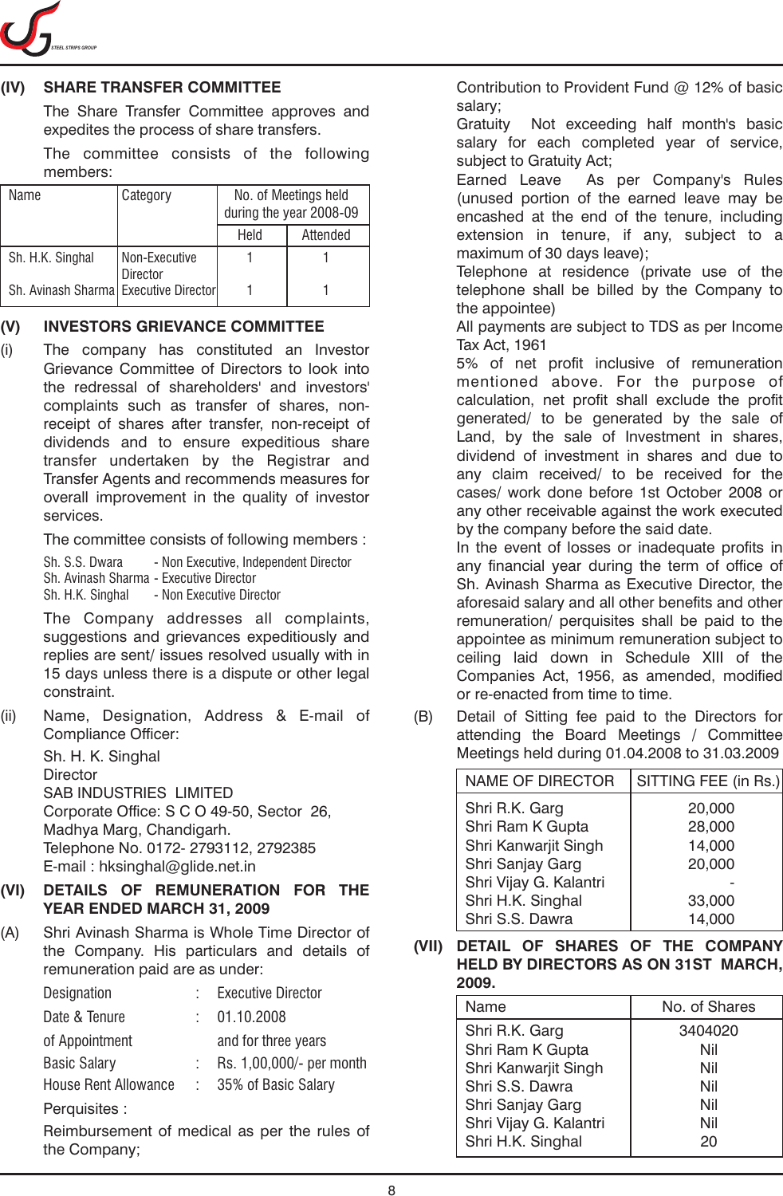## (IV) SHARE TRANSFER COMMITTEE

The Share Transfer Committee approves and expedites the process of share transfers.

The committee consists of the following members:

| Name | Category | No. of Meetings held during the year 2008-09 | |
|---|---|---|---|
| | | Held | Attended |
| Sh. H.K. Singhal | Non-Executive Director | 1 | 1 |
| Sh. Avinash Sharma | Executive Director | 1 | 1 |

## (V) INVESTORS GRIEVANCE COMMITTEE

(i) The company has constituted an Investor Grievance Committee of Directors to look into the redressal of shareholders' and investors' complaints such as transfer of shares, non-receipt of shares after transfer, non-receipt of dividends and to ensure expeditious share transfer undertaken by the Registrar and Transfer Agents and recommends measures for overall improvement in the quality of investor services.

The committee consists of following members :

Sh. S.S. Dwara - Non Executive, Independent Director
Sh. Avinash Sharma - Executive Director
Sh. H.K. Singhal - Non Executive Director

The Company addresses all complaints, suggestions and grievances expeditiously and replies are sent/ issues resolved usually with in 15 days unless there is a dispute or other legal constraint.

(ii) Name, Designation, Address & E-mail of Compliance Officer:

Sh. H. K. Singhal
Director
SAB INDUSTRIES LIMITED
Corporate Office: S C O 49-50, Sector 26, Madhya Marg, Chandigarh.
Telephone No. 0172- 2793112, 2792385
E-mail : hksinghal@glide.net.in

## (VI) DETAILS OF REMUNERATION FOR THE YEAR ENDED MARCH 31, 2009

(A) Shri Avinash Sharma is Whole Time Director of the Company. His particulars and details of remuneration paid are as under:

| | | |
|---|---|---|
| Designation | : | Executive Director |
| Date & Tenure of Appointment | : | 01.10.2008 and for three years |
| Basic Salary | : | Rs. 1,00,000/- per month |
| House Rent Allowance | : | 35% of Basic Salary |

Perquisites :

Reimbursement of medical as per the rules of the Company;

Contribution to Provident Fund @ 12% of basic salary;

Gratuity Not exceeding half month's basic salary for each completed year of service, subject to Gratuity Act;

Earned Leave As per Company's Rules (unused portion of the earned leave may be encashed at the end of the tenure, including extension in tenure, if any, subject to a maximum of 30 days leave);

Telephone at residence (private use of the telephone shall be billed by the Company to the appointee)

All payments are subject to TDS as per Income Tax Act, 1961

5% of net profit inclusive of remuneration mentioned above. For the purpose of calculation, net profit shall exclude the profit generated/ to be generated by the sale of Land, by the sale of Investment in shares, dividend of investment in shares and due to any claim received/ to be received for the cases/ work done before 1st October 2008 or any other receivable against the work executed by the company before the said date.

In the event of losses or inadequate profits in any financial year during the term of office of Sh. Avinash Sharma as Executive Director, the aforesaid salary and all other benefits and other remuneration/ perquisites shall be paid to the appointee as minimum remuneration subject to ceiling laid down in Schedule XIII of the Companies Act, 1956, as amended, modified or re-enacted from time to time.

(B) Detail of Sitting fee paid to the Directors for attending the Board Meetings / Committee Meetings held during 01.04.2008 to 31.03.2009

| NAME OF DIRECTOR | SITTING FEE (in Rs.) |
|---|---|
| Shri R.K. Garg | 20,000 |
| Shri Ram K Gupta | 28,000 |
| Shri Kanwarjit Singh | 14,000 |
| Shri Sanjay Garg | 20,000 |
| Shri Vijay G. Kalantri | - |
| Shri H.K. Singhal | 33,000 |
| Shri S.S. Dawra | 14,000 |

## (VII) DETAIL OF SHARES OF THE COMPANY HELD BY DIRECTORS AS ON 31ST MARCH, 2009.

| Name | No. of Shares |
|---|---|
| Shri R.K. Garg | 3404020 |
| Shri Ram K Gupta | Nil |
| Shri Kanwarjit Singh | Nil |
| Shri S.S. Dawra | Nil |
| Shri Sanjay Garg | Nil |
| Shri Vijay G. Kalantri | Nil |
| Shri H.K. Singhal | 20 |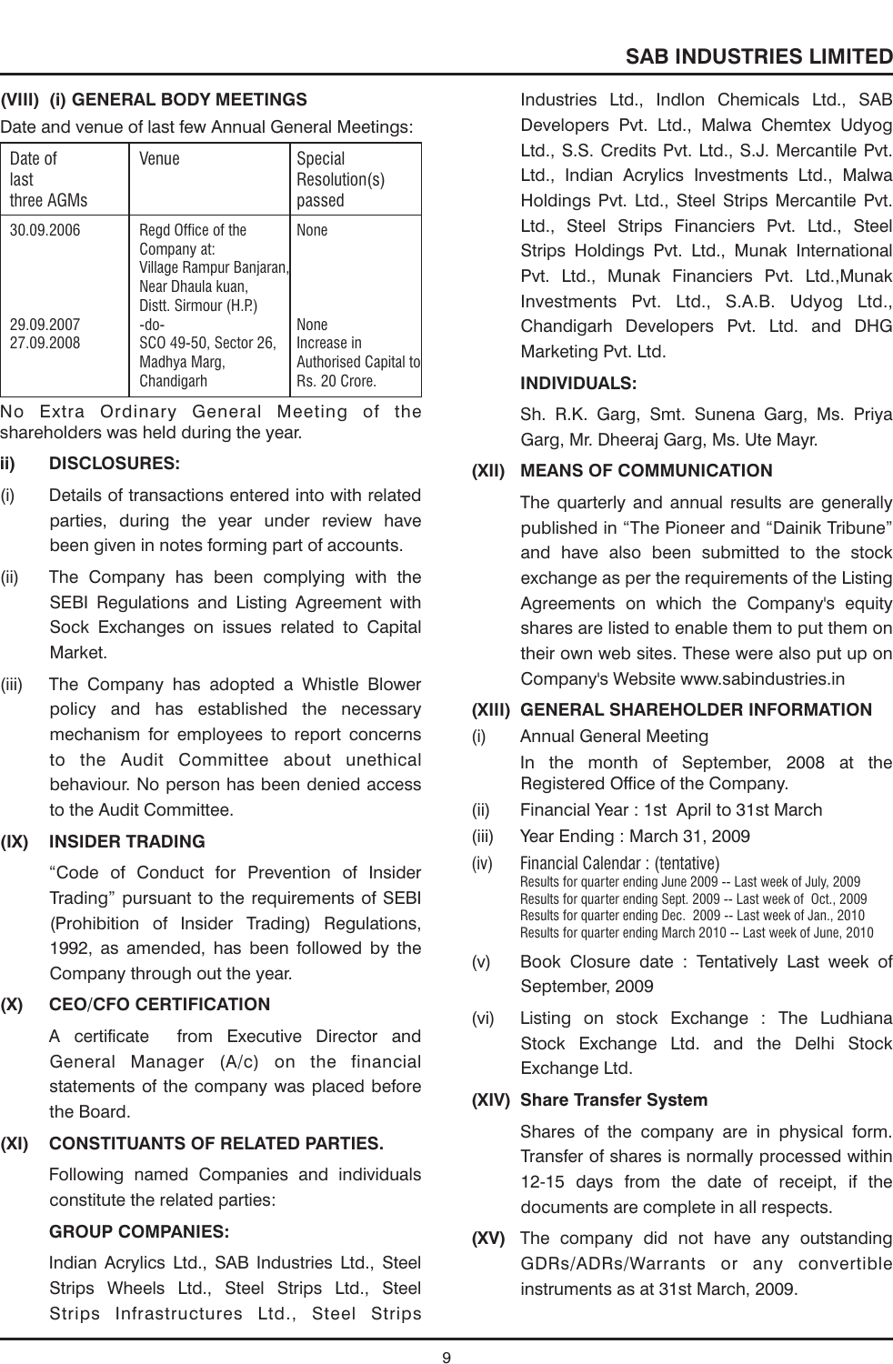### (VIII) (i) GENERAL BODY MEETINGS

Date and venue of last few Annual General Meetings:

| Date of last three AGMs | Venue | Special Resolution(s) passed |
|---|---|---|
| 30.09.2006 | Regd Office of the Company at: Village Rampur Banjaran, Near Dhaula kuan, Distt. Sirmour (H.P.) | None |
| 29.09.2007 | -do- | None |
| 27.09.2008 | SCO 49-50, Sector 26, Madhya Marg, Chandigarh | Increase in Authorised Capital to Rs. 20 Crore. |

No Extra Ordinary General Meeting of the shareholders was held during the year.

### ii) DISCLOSURES:

(i) Details of transactions entered into with related parties, during the year under review have been given in notes forming part of accounts.

(ii) The Company has been complying with the SEBI Regulations and Listing Agreement with Sock Exchanges on issues related to Capital Market.

(iii) The Company has adopted a Whistle Blower policy and has established the necessary mechanism for employees to report concerns to the Audit Committee about unethical behaviour. No person has been denied access to the Audit Committee.

### (IX) INSIDER TRADING

"Code of Conduct for Prevention of Insider Trading" pursuant to the requirements of SEBI (Prohibition of Insider Trading) Regulations, 1992, as amended, has been followed by the Company through out the year.

### (X) CEO/CFO CERTIFICATION

A certificate from Executive Director and General Manager (A/c) on the financial statements of the company was placed before the Board.

### (XI) CONSTITUANTS OF RELATED PARTIES.

Following named Companies and individuals constitute the related parties:

**GROUP COMPANIES:**

Indian Acrylics Ltd., SAB Industries Ltd., Steel Strips Wheels Ltd., Steel Strips Ltd., Steel Strips Infrastructures Ltd., Steel Strips Industries Ltd., Indlon Chemicals Ltd., SAB Developers Pvt. Ltd., Malwa Chemtex Udyog Ltd., S.S. Credits Pvt. Ltd., S.J. Mercantile Pvt. Ltd., Indian Acrylics Investments Ltd., Malwa Holdings Pvt. Ltd., Steel Strips Mercantile Pvt. Ltd., Steel Strips Financiers Pvt. Ltd., Steel Strips Holdings Pvt. Ltd., Munak International Pvt. Ltd., Munak Financiers Pvt. Ltd.,Munak Investments Pvt. Ltd., S.A.B. Udyog Ltd., Chandigarh Developers Pvt. Ltd. and DHG Marketing Pvt. Ltd.

**INDIVIDUALS:**

Sh. R.K. Garg, Smt. Sunena Garg, Ms. Priya Garg, Mr. Dheeraj Garg, Ms. Ute Mayr.

### (XII) MEANS OF COMMUNICATION

The quarterly and annual results are generally published in "The Pioneer and "Dainik Tribune" and have also been submitted to the stock exchange as per the requirements of the Listing Agreements on which the Company's equity shares are listed to enable them to put them on their own web sites. These were also put up on Company's Website www.sabindustries.in

### (XIII) GENERAL SHAREHOLDER INFORMATION

(i) Annual General Meeting
In the month of September, 2008 at the Registered Office of the Company.

(ii) Financial Year : 1st April to 31st March

(iii) Year Ending : March 31, 2009

(iv) Financial Calendar : (tentative)
Results for quarter ending June 2009 -- Last week of July, 2009
Results for quarter ending Sept. 2009 -- Last week of Oct., 2009
Results for quarter ending Dec. 2009 -- Last week of Jan., 2010
Results for quarter ending March 2010 -- Last week of June, 2010

(v) Book Closure date : Tentatively Last week of September, 2009

(vi) Listing on stock Exchange : The Ludhiana Stock Exchange Ltd. and the Delhi Stock Exchange Ltd.

### (XIV) Share Transfer System

Shares of the company are in physical form. Transfer of shares is normally processed within 12-15 days from the date of receipt, if the documents are complete in all respects.

**(XV)** The company did not have any outstanding GDRs/ADRs/Warrants or any convertible instruments as at 31st March, 2009.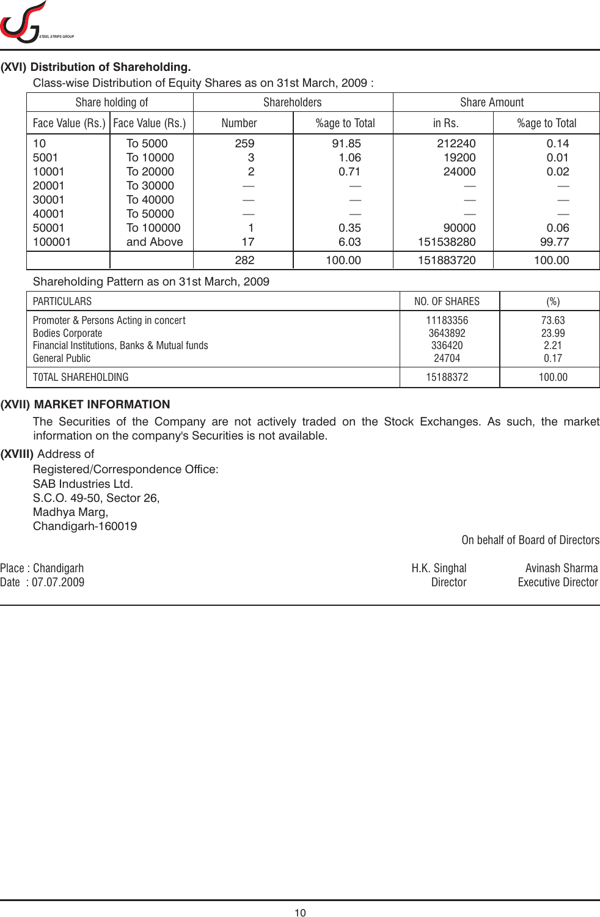## (XVI) Distribution of Shareholding.

Class-wise Distribution of Equity Shares as on 31st March, 2009 :

| Share holding of | | Shareholders | | Share Amount | |
|---|---|---|---|---|---|
| Face Value (Rs.) | Face Value (Rs.) | Number | %age to Total | in Rs. | %age to Total |
| 10 | To 5000 | 259 | 91.85 | 212240 | 0.14 |
| 5001 | To 10000 | 3 | 1.06 | 19200 | 0.01 |
| 10001 | To 20000 | 2 | 0.71 | 24000 | 0.02 |
| 20001 | To 30000 | — | — | — | — |
| 30001 | To 40000 | — | — | — | — |
| 40001 | To 50000 | — | — | — | — |
| 50001 | To 100000 | 1 | 0.35 | 90000 | 0.06 |
| 100001 | and Above | 17 | 6.03 | 151538280 | 99.77 |
| | | 282 | 100.00 | 151883720 | 100.00 |

Shareholding Pattern as on 31st March, 2009

| PARTICULARS | NO. OF SHARES | (%) |
|---|---|---|
| Promoter & Persons Acting in concert | 11183356 | 73.63 |
| Bodies Corporate | 3643892 | 23.99 |
| Financial Institutions, Banks & Mutual funds | 336420 | 2.21 |
| General Public | 24704 | 0.17 |
| TOTAL SHAREHOLDING | 15188372 | 100.00 |

## (XVII) MARKET INFORMATION

The Securities of the Company are not actively traded on the Stock Exchanges. As such, the market information on the company's Securities is not available.

**(XVIII)** Address of

Registered/Correspondence Office:
SAB Industries Ltd.
S.C.O. 49-50, Sector 26,
Madhya Marg,
Chandigarh-160019

On behalf of Board of Directors

Place : Chandigarh
Date : 07.07.2009

H.K. Singhal
Director

Avinash Sharma
Executive Director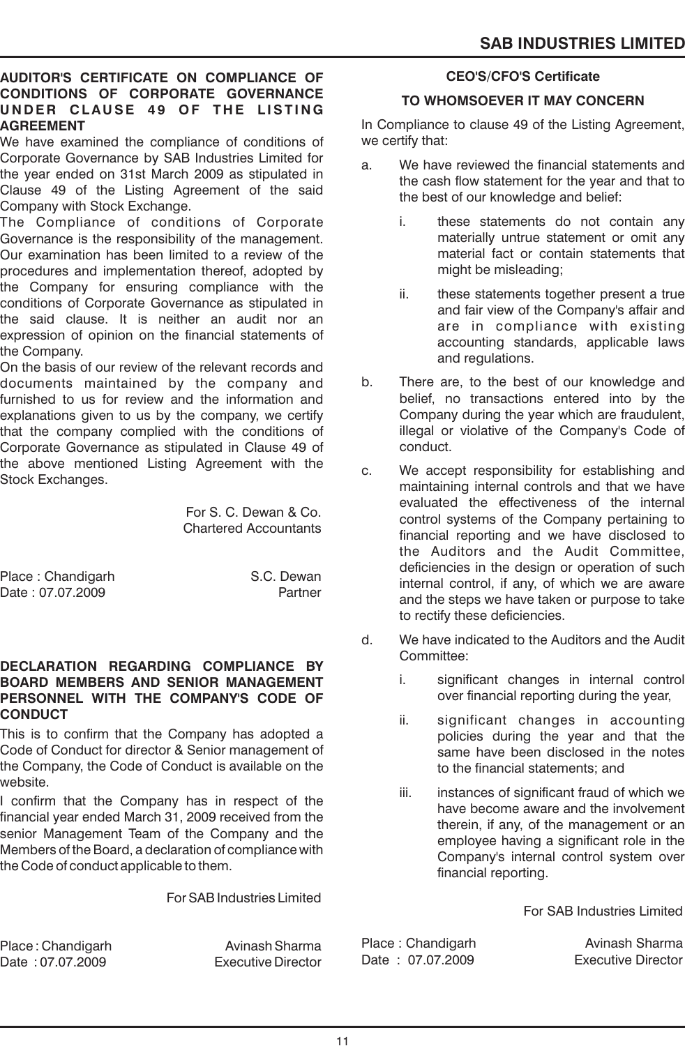## AUDITOR'S CERTIFICATE ON COMPLIANCE OF CONDITIONS OF CORPORATE GOVERNANCE UNDER CLAUSE 49 OF THE LISTING AGREEMENT

We have examined the compliance of conditions of Corporate Governance by SAB Industries Limited for the year ended on 31st March 2009 as stipulated in Clause 49 of the Listing Agreement of the said Company with Stock Exchange.

The Compliance of conditions of Corporate Governance is the responsibility of the management. Our examination has been limited to a review of the procedures and implementation thereof, adopted by the Company for ensuring compliance with the conditions of Corporate Governance as stipulated in the said clause. It is neither an audit nor an expression of opinion on the financial statements of the Company.

On the basis of our review of the relevant records and documents maintained by the company and furnished to us for review and the information and explanations given to us by the company, we certify that the company complied with the conditions of Corporate Governance as stipulated in Clause 49 of the above mentioned Listing Agreement with the Stock Exchanges.

For S. C. Dewan & Co.
Chartered Accountants

Place : Chandigarh
Date : 07.07.2009

S.C. Dewan
Partner

## DECLARATION REGARDING COMPLIANCE BY BOARD MEMBERS AND SENIOR MANAGEMENT PERSONNEL WITH THE COMPANY'S CODE OF CONDUCT

This is to confirm that the Company has adopted a Code of Conduct for director & Senior management of the Company, the Code of Conduct is available on the website.

I confirm that the Company has in respect of the financial year ended March 31, 2009 received from the senior Management Team of the Company and the Members of the Board, a declaration of compliance with the Code of conduct applicable to them.

For SAB Industries Limited

Place : Chandigarh
Date : 07.07.2009

Avinash Sharma
Executive Director

## CEO'S/CFO'S Certificate

### TO WHOMSOEVER IT MAY CONCERN

In Compliance to clause 49 of the Listing Agreement, we certify that:

a. We have reviewed the financial statements and the cash flow statement for the year and that to the best of our knowledge and belief:

   i. these statements do not contain any materially untrue statement or omit any material fact or contain statements that might be misleading;

   ii. these statements together present a true and fair view of the Company's affair and are in compliance with existing accounting standards, applicable laws and regulations.

b. There are, to the best of our knowledge and belief, no transactions entered into by the Company during the year which are fraudulent, illegal or violative of the Company's Code of conduct.

c. We accept responsibility for establishing and maintaining internal controls and that we have evaluated the effectiveness of the internal control systems of the Company pertaining to financial reporting and we have disclosed to the Auditors and the Audit Committee, deficiencies in the design or operation of such internal control, if any, of which we are aware and the steps we have taken or purpose to take to rectify these deficiencies.

d. We have indicated to the Auditors and the Audit Committee:

   i. significant changes in internal control over financial reporting during the year,

   ii. significant changes in accounting policies during the year and that the same have been disclosed in the notes to the financial statements; and

   iii. instances of significant fraud of which we have become aware and the involvement therein, if any, of the management or an employee having a significant role in the Company's internal control system over financial reporting.

For SAB Industries Limited

Place : Chandigarh
Date : 07.07.2009

Avinash Sharma
Executive Director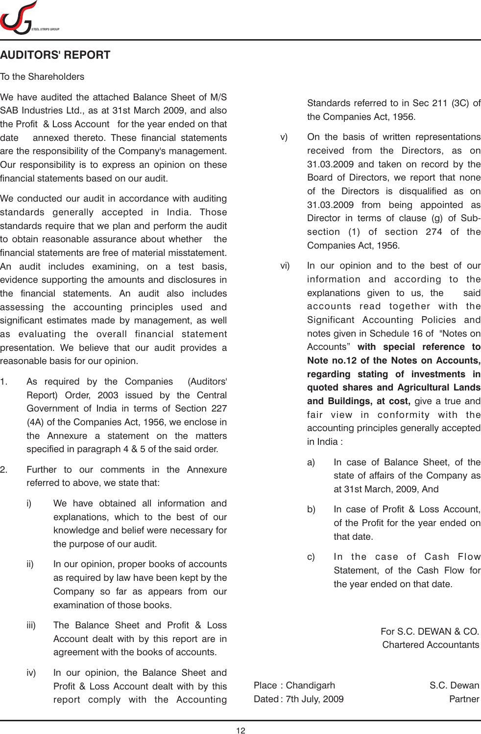## AUDITORS' REPORT

To the Shareholders

We have audited the attached Balance Sheet of M/S SAB Industries Ltd., as at 31st March 2009, and also the Profit & Loss Account for the year ended on that date annexed thereto. These financial statements are the responsibility of the Company's management. Our responsibility is to express an opinion on these financial statements based on our audit.

We conducted our audit in accordance with auditing standards generally accepted in India. Those standards require that we plan and perform the audit to obtain reasonable assurance about whether the financial statements are free of material misstatement. An audit includes examining, on a test basis, evidence supporting the amounts and disclosures in the financial statements. An audit also includes assessing the accounting principles used and significant estimates made by management, as well as evaluating the overall financial statement presentation. We believe that our audit provides a reasonable basis for our opinion.

1. As required by the Companies (Auditors' Report) Order, 2003 issued by the Central Government of India in terms of Section 227 (4A) of the Companies Act, 1956, we enclose in the Annexure a statement on the matters specified in paragraph 4 & 5 of the said order.

2. Further to our comments in the Annexure referred to above, we state that:

   i) We have obtained all information and explanations, which to the best of our knowledge and belief were necessary for the purpose of our audit.

   ii) In our opinion, proper books of accounts as required by law have been kept by the Company so far as appears from our examination of those books.

   iii) The Balance Sheet and Profit & Loss Account dealt with by this report are in agreement with the books of accounts.

   iv) In our opinion, the Balance Sheet and Profit & Loss Account dealt with by this report comply with the Accounting Standards referred to in Sec 211 (3C) of the Companies Act, 1956.

   v) On the basis of written representations received from the Directors, as on 31.03.2009 and taken on record by the Board of Directors, we report that none of the Directors is disqualified as on 31.03.2009 from being appointed as Director in terms of clause (g) of Sub-section (1) of section 274 of the Companies Act, 1956.

   vi) In our opinion and to the best of our information and according to the explanations given to us, the said accounts read together with the Significant Accounting Policies and notes given in Schedule 16 of "Notes on Accounts" **with special reference to Note no.12 of the Notes on Accounts, regarding stating of investments in quoted shares and Agricultural Lands and Buildings, at cost,** give a true and fair view in conformity with the accounting principles generally accepted in India :

      a) In case of Balance Sheet, of the state of affairs of the Company as at 31st March, 2009, And

      b) In case of Profit & Loss Account, of the Profit for the year ended on that date.

      c) In the case of Cash Flow Statement, of the Cash Flow for the year ended on that date.

For S.C. DEWAN & CO.
Chartered Accountants

Place : Chandigarh
Dated : 7th July, 2009

S.C. Dewan
Partner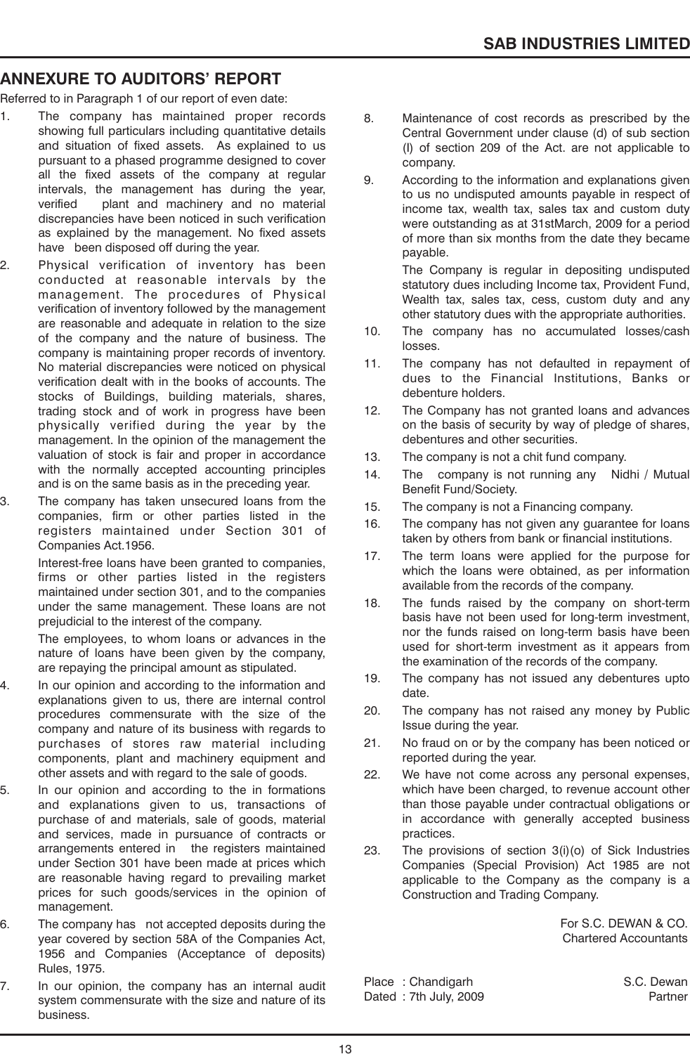## ANNEXURE TO AUDITORS' REPORT

Referred to in Paragraph 1 of our report of even date:

1. The company has maintained proper records showing full particulars including quantitative details and situation of fixed assets. As explained to us pursuant to a phased programme designed to cover all the fixed assets of the company at regular intervals, the management has during the year, verified plant and machinery and no material discrepancies have been noticed in such verification as explained by the management. No fixed assets have been disposed off during the year.

2. Physical verification of inventory has been conducted at reasonable intervals by the management. The procedures of Physical verification of inventory followed by the management are reasonable and adequate in relation to the size of the company and the nature of business. The company is maintaining proper records of inventory. No material discrepancies were noticed on physical verification dealt with in the books of accounts. The stocks of Buildings, building materials, shares, trading stock and of work in progress have been physically verified during the year by the management. In the opinion of the management the valuation of stock is fair and proper in accordance with the normally accepted accounting principles and is on the same basis as in the preceding year.

3. The company has taken unsecured loans from the companies, firm or other parties listed in the registers maintained under Section 301 of Companies Act.1956.

   Interest-free loans have been granted to companies, firms or other parties listed in the registers maintained under section 301, and to the companies under the same management. These loans are not prejudicial to the interest of the company.

   The employees, to whom loans or advances in the nature of loans have been given by the company, are repaying the principal amount as stipulated.

4. In our opinion and according to the information and explanations given to us, there are internal control procedures commensurate with the size of the company and nature of its business with regards to purchases of stores raw material including components, plant and machinery equipment and other assets and with regard to the sale of goods.

5. In our opinion and according to the in formations and explanations given to us, transactions of purchase of and materials, sale of goods, material and services, made in pursuance of contracts or arrangements entered in the registers maintained under Section 301 have been made at prices which are reasonable having regard to prevailing market prices for such goods/services in the opinion of management.

6. The company has not accepted deposits during the year covered by section 58A of the Companies Act, 1956 and Companies (Acceptance of deposits) Rules, 1975.

7. In our opinion, the company has an internal audit system commensurate with the size and nature of its business.

8. Maintenance of cost records as prescribed by the Central Government under clause (d) of sub section (I) of section 209 of the Act. are not applicable to company.

9. According to the information and explanations given to us no undisputed amounts payable in respect of income tax, wealth tax, sales tax and custom duty were outstanding as at 31stMarch, 2009 for a period of more than six months from the date they became payable.

   The Company is regular in depositing undisputed statutory dues including Income tax, Provident Fund, Wealth tax, sales tax, cess, custom duty and any other statutory dues with the appropriate authorities.

10. The company has no accumulated losses/cash losses.

11. The company has not defaulted in repayment of dues to the Financial Institutions, Banks or debenture holders.

12. The Company has not granted loans and advances on the basis of security by way of pledge of shares, debentures and other securities.

13. The company is not a chit fund company.

14. The company is not running any Nidhi / Mutual Benefit Fund/Society.

15. The company is not a Financing company.

16. The company has not given any guarantee for loans taken by others from bank or financial institutions.

17. The term loans were applied for the purpose for which the loans were obtained, as per information available from the records of the company.

18. The funds raised by the company on short-term basis have not been used for long-term investment, nor the funds raised on long-term basis have been used for short-term investment as it appears from the examination of the records of the company.

19. The company has not issued any debentures upto date.

20. The company has not raised any money by Public Issue during the year.

21. No fraud on or by the company has been noticed or reported during the year.

22. We have not come across any personal expenses, which have been charged, to revenue account other than those payable under contractual obligations or in accordance with generally accepted business practices.

23. The provisions of section 3(i)(o) of Sick Industries Companies (Special Provision) Act 1985 are not applicable to the Company as the company is a Construction and Trading Company.

For S.C. DEWAN & CO.
Chartered Accountants

Place : Chandigarh
Dated : 7th July, 2009

S.C. Dewan
Partner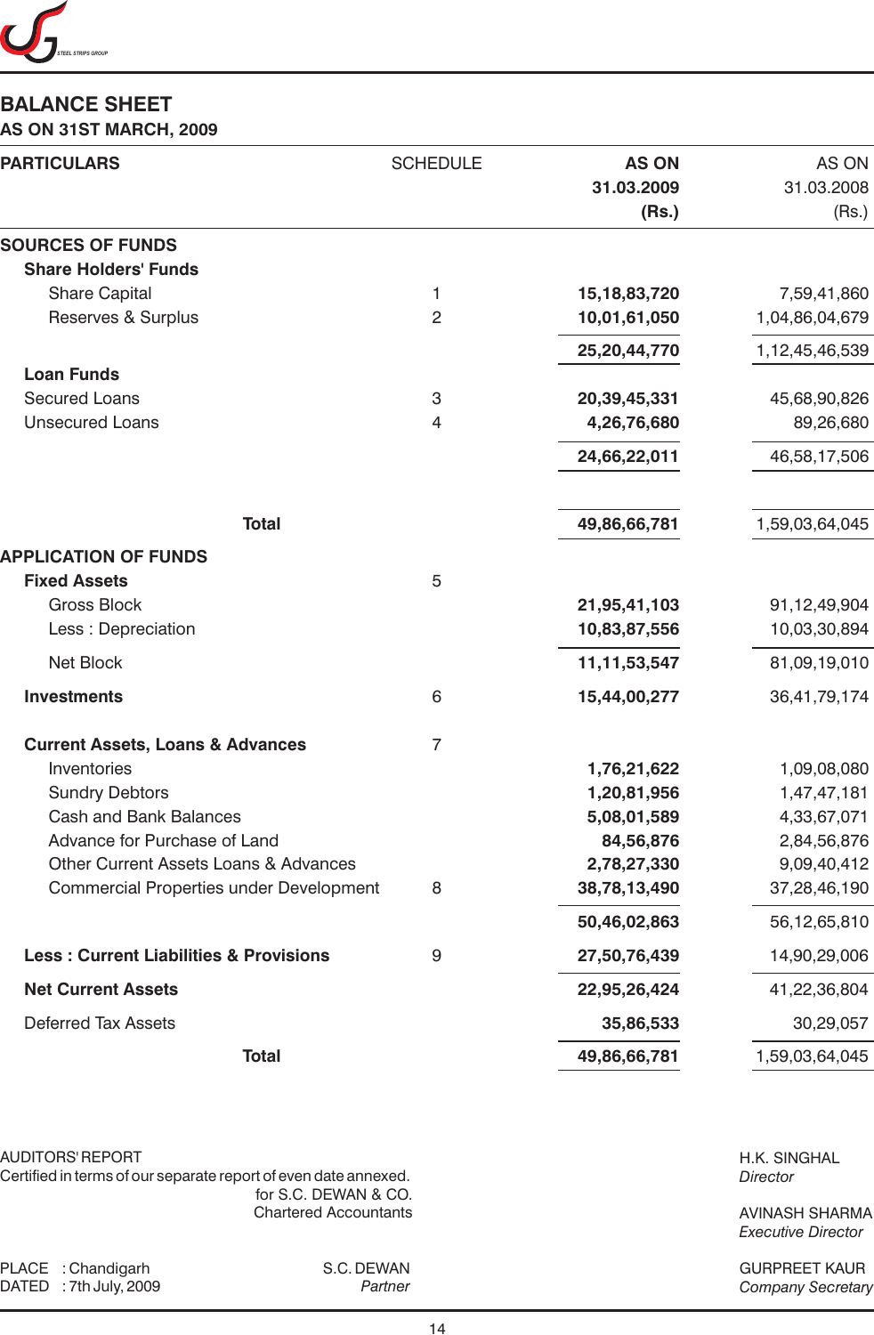## BALANCE SHEET

### AS ON 31ST MARCH, 2009

| PARTICULARS | SCHEDULE | AS ON 31.03.2009 (Rs.) | AS ON 31.03.2008 (Rs.) |
|---|---|---|---|
| **SOURCES OF FUNDS** | | | |
| **Share Holders' Funds** | | | |
| Share Capital | 1 | **15,18,83,720** | 7,59,41,860 |
| Reserves & Surplus | 2 | **10,01,61,050** | 1,04,86,04,679 |
| | | **25,20,44,770** | 1,12,45,46,539 |
| **Loan Funds** | | | |
| Secured Loans | 3 | **20,39,45,331** | 45,68,90,826 |
| Unsecured Loans | 4 | **4,26,76,680** | 89,26,680 |
| | | **24,66,22,011** | 46,58,17,506 |
| **Total** | | **49,86,66,781** | 1,59,03,64,045 |
| **APPLICATION OF FUNDS** | | | |
| **Fixed Assets** | 5 | | |
| Gross Block | | **21,95,41,103** | 91,12,49,904 |
| Less : Depreciation | | **10,83,87,556** | 10,03,30,894 |
| Net Block | | **11,11,53,547** | 81,09,19,010 |
| **Investments** | 6 | **15,44,00,277** | 36,41,79,174 |
| **Current Assets, Loans & Advances** | 7 | | |
| Inventories | | **1,76,21,622** | 1,09,08,080 |
| Sundry Debtors | | **1,20,81,956** | 1,47,47,181 |
| Cash and Bank Balances | | **5,08,01,589** | 4,33,67,071 |
| Advance for Purchase of Land | | **84,56,876** | 2,84,56,876 |
| Other Current Assets Loans & Advances | | **2,78,27,330** | 9,09,40,412 |
| Commercial Properties under Development | 8 | **38,78,13,490** | 37,28,46,190 |
| | | **50,46,02,863** | 56,12,65,810 |
| **Less : Current Liabilities & Provisions** | 9 | **27,50,76,439** | 14,90,29,006 |
| **Net Current Assets** | | **22,95,26,424** | 41,22,36,804 |
| Deferred Tax Assets | | **35,86,533** | 30,29,057 |
| **Total** | | **49,86,66,781** | 1,59,03,64,045 |

AUDITORS' REPORT
Certified in terms of our separate report of even date annexed.

for S.C. DEWAN & CO.
Chartered Accountants

PLACE : Chandigarh
DATED : 7th July, 2009

S.C. DEWAN
*Partner*

H.K. SINGHAL
*Director*

AVINASH SHARMA
*Executive Director*

GURPREET KAUR
*Company Secretary*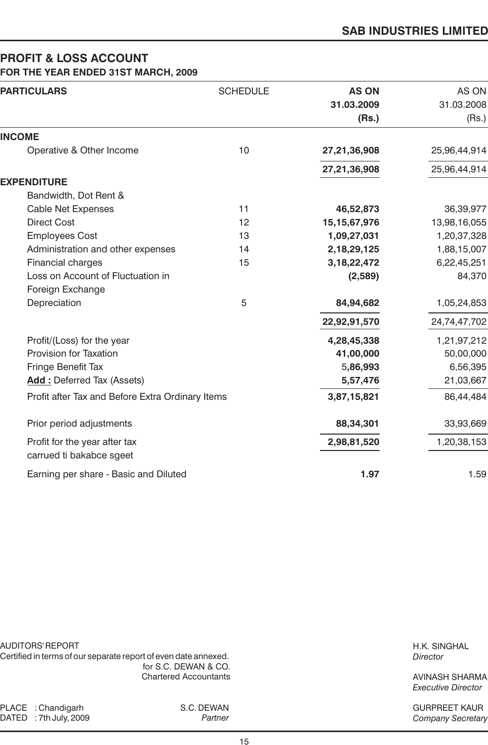**SAB INDUSTRIES LIMITED**

# PROFIT & LOSS ACCOUNT

## FOR THE YEAR ENDED 31ST MARCH, 2009

| PARTICULARS | SCHEDULE | **AS ON 31.03.2009 (Rs.)** | AS ON 31.03.2008 (Rs.) |
|---|---|---|---|
| **INCOME** | | | |
| Operative & Other Income | 10 | **27,21,36,908** | 25,96,44,914 |
| | | **27,21,36,908** | 25,96,44,914 |
| **EXPENDITURE** | | | |
| Bandwidth, Dot Rent & Cable Net Expenses | 11 | **46,52,873** | 36,39,977 |
| Direct Cost | 12 | **15,15,67,976** | 13,98,16,055 |
| Employees Cost | 13 | **1,09,27,031** | 1,20,37,328 |
| Administration and other expenses | 14 | **2,18,29,125** | 1,88,15,007 |
| Financial charges | 15 | **3,18,22,472** | 6,22,45,251 |
| Loss on Account of Fluctuation in Foreign Exchange | | **(2,589)** | 84,370 |
| Depreciation | 5 | **84,94,682** | 1,05,24,853 |
| | | **22,92,91,570** | 24,74,47,702 |
| Profit/(Loss) for the year | | **4,28,45,338** | 1,21,97,212 |
| Provision for Taxation | | **41,00,000** | 50,00,000 |
| Fringe Benefit Tax | | 5**,86,993** | 6,56,395 |
| **Add :** Deferred Tax (Assets) | | **5,57,476** | 21,03,667 |
| Profit after Tax and Before Extra Ordinary Items | | **3,87,15,821** | 86,44,484 |
| Prior period adjustments | | **88,34,301** | 33,93,669 |
| Profit for the year after tax carrued ti bakabce sgeet | | **2,98,81,520** | 1,20,38,153 |
| Earning per share - Basic and Diluted | | **1.97** | 1.59 |

AUDITORS' REPORT
Certified in terms of our separate report of even date annexed.
for S.C. DEWAN & CO.
Chartered Accountants

PLACE : Chandigarh
DATED : 7th July, 2009

S.C. DEWAN
*Partner*

H.K. SINGHAL
*Director*

AVINASH SHARMA
*Executive Director*

GURPREET KAUR
*Company Secretary*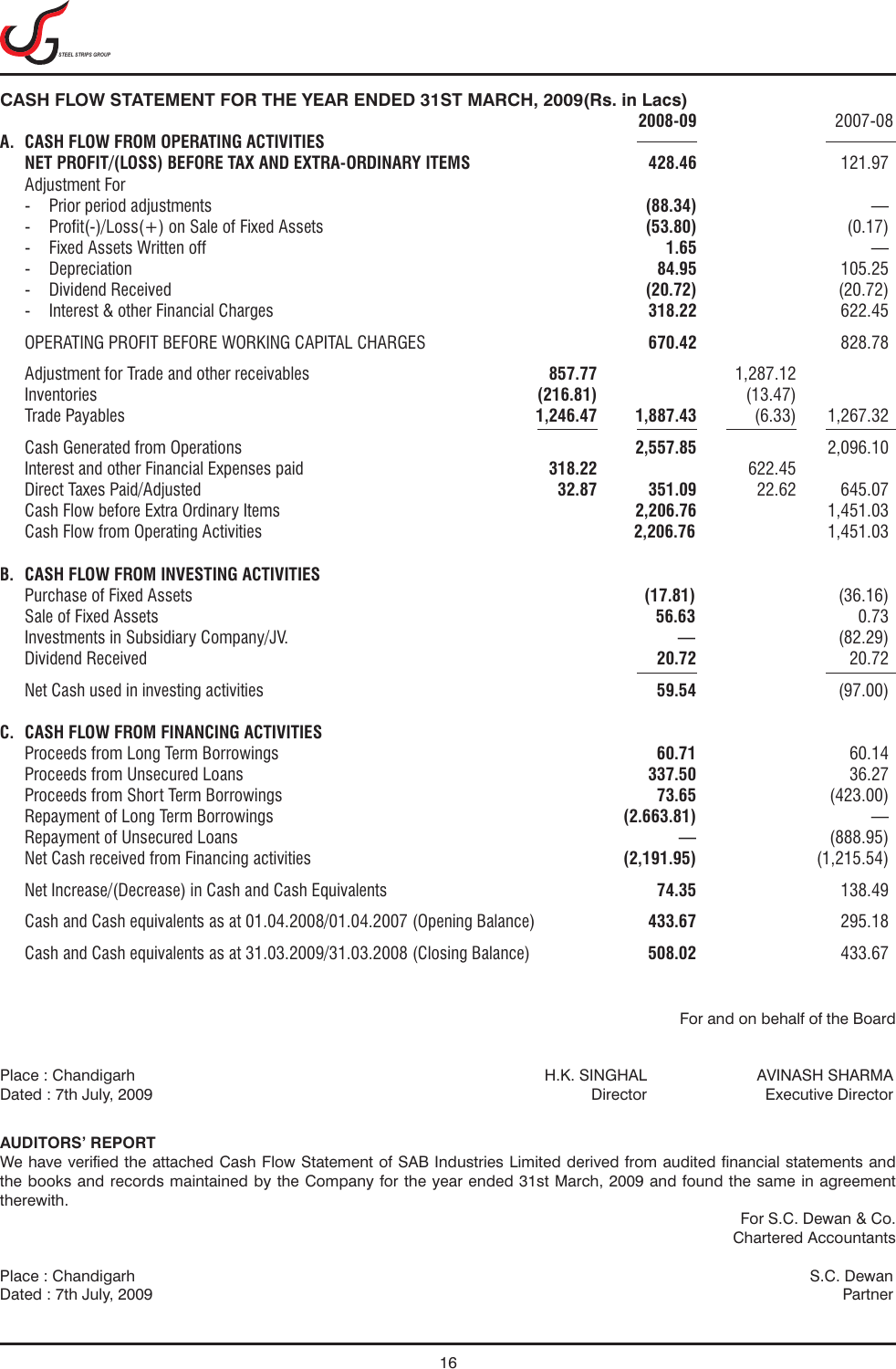## CASH FLOW STATEMENT FOR THE YEAR ENDED 31ST MARCH, 2009(Rs. in Lacs)

| | | 2008-09 | | 2007-08 |
|---|---|---|---|---|
| **A. CASH FLOW FROM OPERATING ACTIVITIES** | | | | |
| **NET PROFIT/(LOSS) BEFORE TAX AND EXTRA-ORDINARY ITEMS** | | **428.46** | | 121.97 |
| Adjustment For | | | | |
| - Prior period adjustments | | **(88.34)** | | — |
| - Profit(-)/Loss(+) on Sale of Fixed Assets | | **(53.80)** | | (0.17) |
| - Fixed Assets Written off | | **1.65** | | — |
| - Depreciation | | **84.95** | | 105.25 |
| - Dividend Received | | **(20.72)** | | (20.72) |
| - Interest & other Financial Charges | | **318.22** | | 622.45 |
| OPERATING PROFIT BEFORE WORKING CAPITAL CHARGES | | **670.42** | | 828.78 |
| Adjustment for Trade and other receivables | **857.77** | | 1,287.12 | |
| Inventories | **(216.81)** | | (13.47) | |
| Trade Payables | **1,246.47** | **1,887.43** | (6.33) | 1,267.32 |
| Cash Generated from Operations | | **2,557.85** | | 2,096.10 |
| Interest and other Financial Expenses paid | **318.22** | | 622.45 | |
| Direct Taxes Paid/Adjusted | **32.87** | **351.09** | 22.62 | 645.07 |
| Cash Flow before Extra Ordinary Items | | **2,206.76** | | 1,451.03 |
| Cash Flow from Operating Activities | | **2,206.76** | | 1,451.03 |
| **B. CASH FLOW FROM INVESTING ACTIVITIES** | | | | |
| Purchase of Fixed Assets | | **(17.81)** | | (36.16) |
| Sale of Fixed Assets | | **56.63** | | 0.73 |
| Investments in Subsidiary Company/JV. | | — | | (82.29) |
| Dividend Received | | **20.72** | | 20.72 |
| Net Cash used in investing activities | | **59.54** | | (97.00) |
| **C. CASH FLOW FROM FINANCING ACTIVITIES** | | | | |
| Proceeds from Long Term Borrowings | | **60.71** | | 60.14 |
| Proceeds from Unsecured Loans | | **337.50** | | 36.27 |
| Proceeds from Short Term Borrowings | | **73.65** | | (423.00) |
| Repayment of Long Term Borrowings | | **(2.663.81)** | | — |
| Repayment of Unsecured Loans | | — | | (888.95) |
| Net Cash received from Financing activities | | **(2,191.95)** | | (1,215.54) |
| Net Increase/(Decrease) in Cash and Cash Equivalents | | **74.35** | | 138.49 |
| Cash and Cash equivalents as at 01.04.2008/01.04.2007 (Opening Balance) | | **433.67** | | 295.18 |
| Cash and Cash equivalents as at 31.03.2009/31.03.2008 (Closing Balance) | | **508.02** | | 433.67 |

For and on behalf of the Board

Place : Chandigarh
Dated : 7th July, 2009

H.K. SINGHAL
Director

AVINASH SHARMA
Executive Director

**AUDITORS' REPORT**

We have verified the attached Cash Flow Statement of SAB Industries Limited derived from audited financial statements and the books and records maintained by the Company for the year ended 31st March, 2009 and found the same in agreement therewith.

For S.C. Dewan & Co.
Chartered Accountants

Place : Chandigarh
Dated : 7th July, 2009

S.C. Dewan
Partner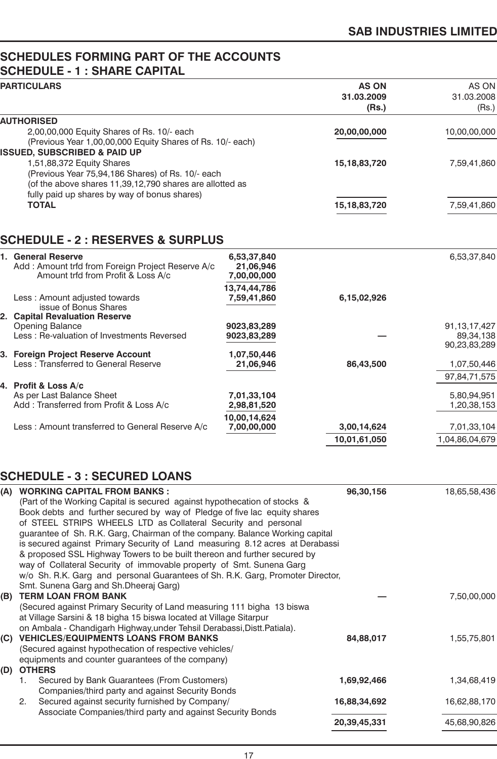## SCHEDULES FORMING PART OF THE ACCOUNTS

### SCHEDULE - 1 : SHARE CAPITAL

| PARTICULARS | AS ON 31.03.2009 (Rs.) | AS ON 31.03.2008 (Rs.) |
|---|---|---|
| **AUTHORISED** | | |
| 2,00,00,000 Equity Shares of Rs. 10/- each (Previous Year 1,00,00,000 Equity Shares of Rs. 10/- each) | **20,00,00,000** | 10,00,00,000 |
| **ISSUED, SUBSCRIBED & PAID UP** | | |
| 1,51,88,372 Equity Shares (Previous Year 75,94,186 Shares) of Rs. 10/- each (of the above shares 11,39,12,790 shares are allotted as fully paid up shares by way of bonus shares) | **15,18,83,720** | 7,59,41,860 |
| **TOTAL** | **15,18,83,720** | 7,59,41,860 |

### SCHEDULE - 2 : RESERVES & SURPLUS

| PARTICULARS | | AS ON 31.03.2009 (Rs.) | AS ON 31.03.2008 (Rs.) |
|---|---|---|---|
| **1. General Reserve** | **6,53,37,840** | | 6,53,37,840 |
| Add : Amount trfd from Foreign Project Reserve A/c | **21,06,946** | | |
| Amount trfd from Profit & Loss A/c | **7,00,00,000** | | |
| | **13,74,44,786** | | |
| Less : Amount adjusted towards issue of Bonus Shares | **7,59,41,860** | **6,15,02,926** | |
| **2. Capital Revaluation Reserve** | | | |
| Opening Balance | **9023,83,289** | | 91,13,17,427 |
| Less : Re-valuation of Investments Reversed | **9023,83,289** | **—** | 89,34,138 |
| | | | 90,23,83,289 |
| **3. Foreign Project Reserve Account** | **1,07,50,446** | | |
| Less : Transferred to General Reserve | **21,06,946** | **86,43,500** | 1,07,50,446 |
| | | | 97,84,71,575 |
| **4. Profit & Loss A/c** | | | |
| As per Last Balance Sheet | **7,01,33,104** | | 5,80,94,951 |
| Add : Transferred from Profit & Loss A/c | **2,98,81,520** | | 1,20,38,153 |
| | **10,00,14,624** | | |
| Less : Amount transferred to General Reserve A/c | **7,00,00,000** | **3,00,14,624** | 7,01,33,104 |
| | | **10,01,61,050** | 1,04,86,04,679 |

### SCHEDULE - 3 : SECURED LOANS

| PARTICULARS | AS ON 31.03.2009 (Rs.) | AS ON 31.03.2008 (Rs.) |
|---|---|---|
| **(A) WORKING CAPITAL FROM BANKS :** (Part of the Working Capital is secured against hypothecation of stocks & Book debts and further secured by way of Pledge of five lac equity shares of STEEL STRIPS WHEELS LTD as Collateral Security and personal guarantee of Sh. R.K. Garg, Chairman of the company. Balance Working capital is secured against Primary Security of Land measuring 8.12 acres at Derabassi & proposed SSL Highway Towers to be built thereon and further secured by way of Collateral Security of immovable property of Smt. Sunena Garg w/o Sh. R.K. Garg and personal Guarantees of Sh. R.K. Garg, Promoter Director, Smt. Sunena Garg and Sh.Dheeraj Garg) | **96,30,156** | 18,65,58,436 |
| **(B) TERM LOAN FROM BANK** (Secured against Primary Security of Land measuring 111 bigha 13 biswa at Village Sarsini & 18 bigha 15 biswa located at Village Sitarpur on Ambala - Chandigarh Highway,under Tehsil Derabassi,Distt.Patiala). | **—** | 7,50,00,000 |
| **(C) VEHICLES/EQUIPMENTS LOANS FROM BANKS** (Secured against hypothecation of respective vehicles/ equipments and counter guarantees of the company) | **84,88,017** | 1,55,75,801 |
| **(D) OTHERS** | | |
| 1. Secured by Bank Guarantees (From Customers) Companies/third party and against Security Bonds | **1,69,92,466** | 1,34,68,419 |
| 2. Secured against security furnished by Company/ Associate Companies/third party and against Security Bonds | **16,88,34,692** | 16,62,88,170 |
| | **20,39,45,331** | 45,68,90,826 |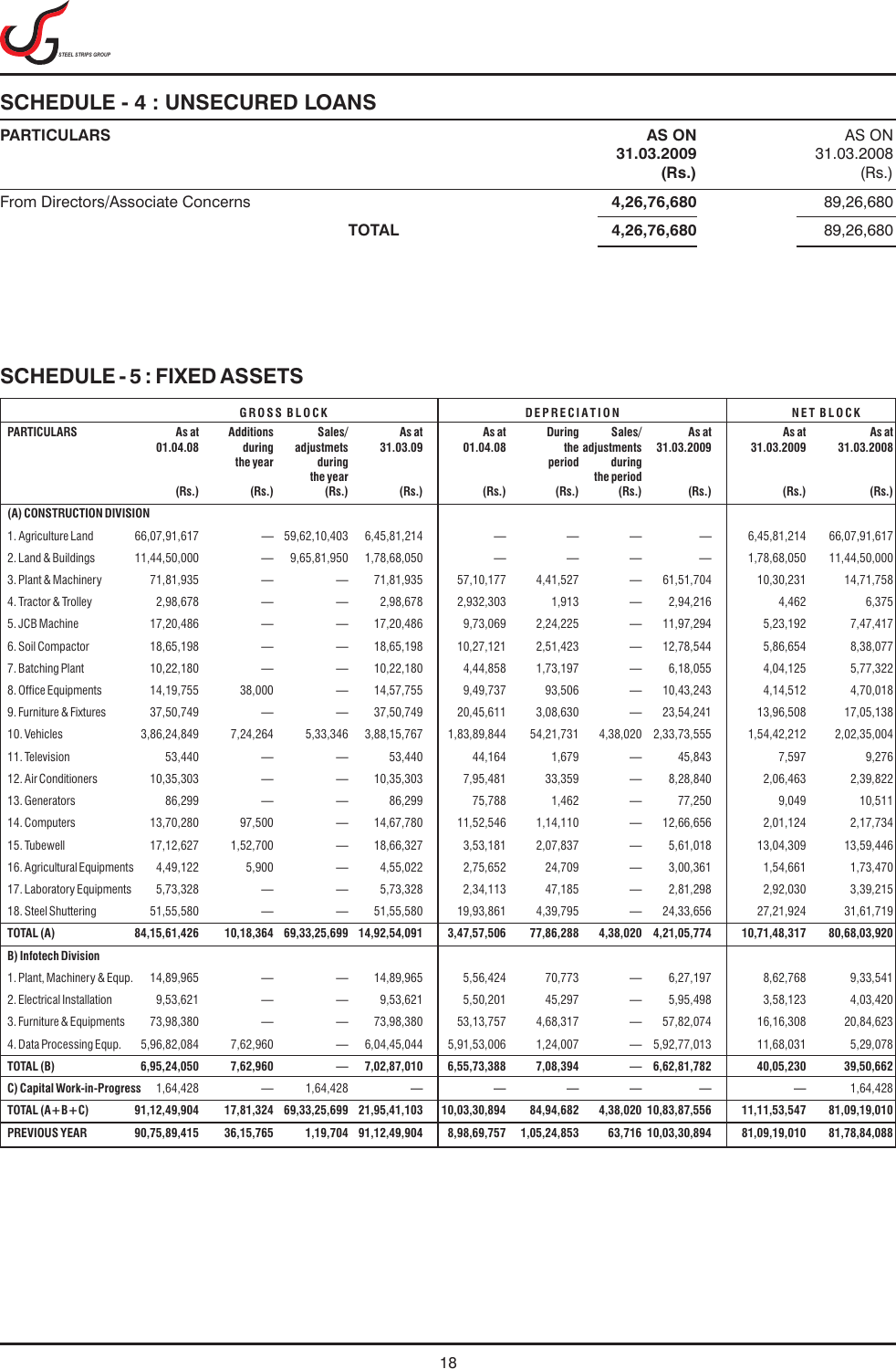## SCHEDULE - 4 : UNSECURED LOANS

| PARTICULARS | AS ON 31.03.2009 (Rs.) | AS ON 31.03.2008 (Rs.) |
|---|---|---|
| From Directors/Associate Concerns | **4,26,76,680** | 89,26,680 |
| **TOTAL** | **4,26,76,680** | 89,26,680 |

## SCHEDULE - 5 : FIXED ASSETS

| | GROSS BLOCK | | | | DEPRECIATION | | | | NET BLOCK | |
|---|---|---|---|---|---|---|---|---|---|---|
| PARTICULARS | As at 01.04.08 (Rs.) | Additions during the year (Rs.) | Sales/ adjustments during the year (Rs.) | As at 31.03.09 (Rs.) | As at 01.04.08 (Rs.) | During the period (Rs.) | Sales/ adjustments during the period (Rs.) | As at 31.03.2009 (Rs.) | As at 31.03.2009 (Rs.) | As at 31.03.2008 (Rs.) |
| **(A) CONSTRUCTION DIVISION** | | | | | | | | | | |
| 1. Agriculture Land | 66,07,91,617 | — | 59,62,10,403 | 6,45,81,214 | — | — | — | — | 6,45,81,214 | 66,07,91,617 |
| 2. Land & Buildings | 11,44,50,000 | — | 9,65,81,950 | 1,78,68,050 | — | — | — | — | 1,78,68,050 | 11,44,50,000 |
| 3. Plant & Machinery | 71,81,935 | — | — | 71,81,935 | 57,10,177 | 4,41,527 | — | 61,51,704 | 10,30,231 | 14,71,758 |
| 4. Tractor & Trolley | 2,98,678 | — | — | 2,98,678 | 2,932,303 | 1,913 | — | 2,94,216 | 4,462 | 6,375 |
| 5. JCB Machine | 17,20,486 | — | — | 17,20,486 | 9,73,069 | 2,24,225 | — | 11,97,294 | 5,23,192 | 7,47,417 |
| 6. Soil Compactor | 18,65,198 | — | — | 18,65,198 | 10,27,121 | 2,51,423 | — | 12,78,544 | 5,86,654 | 8,38,077 |
| 7. Batching Plant | 10,22,180 | — | — | 10,22,180 | 4,44,858 | 1,73,197 | — | 6,18,055 | 4,04,125 | 5,77,322 |
| 8. Office Equipments | 14,19,755 | 38,000 | — | 14,57,755 | 9,49,737 | 93,506 | — | 10,43,243 | 4,14,512 | 4,70,018 |
| 9. Furniture & Fixtures | 37,50,749 | — | — | 37,50,749 | 20,45,611 | 3,08,630 | — | 23,54,241 | 13,96,508 | 17,05,138 |
| 10. Vehicles | 3,86,24,849 | 7,24,264 | 5,33,346 | 3,88,15,767 | 1,83,89,844 | 54,21,731 | 4,38,020 | 2,33,73,555 | 1,54,42,212 | 2,02,35,004 |
| 11. Television | 53,440 | — | — | 53,440 | 44,164 | 1,679 | — | 45,843 | 7,597 | 9,276 |
| 12. Air Conditioners | 10,35,303 | — | — | 10,35,303 | 7,95,481 | 33,359 | — | 8,28,840 | 2,06,463 | 2,39,822 |
| 13. Generators | 86,299 | — | — | 86,299 | 75,788 | 1,462 | — | 77,250 | 9,049 | 10,511 |
| 14. Computers | 13,70,280 | 97,500 | — | 14,67,780 | 11,52,546 | 1,14,110 | — | 12,66,656 | 2,01,124 | 2,17,734 |
| 15. Tubewell | 17,12,627 | 1,52,700 | — | 18,66,327 | 3,53,181 | 2,07,837 | — | 5,61,018 | 13,04,309 | 13,59,446 |
| 16. Agricultural Equipments | 4,49,122 | 5,900 | — | 4,55,022 | 2,75,652 | 24,709 | — | 3,00,361 | 1,54,661 | 1,73,470 |
| 17. Laboratory Equipments | 5,73,328 | — | — | 5,73,328 | 2,34,113 | 47,185 | — | 2,81,298 | 2,92,030 | 3,39,215 |
| 18. Steel Shuttering | 51,55,580 | — | — | 51,55,580 | 19,93,861 | 4,39,795 | — | 24,33,656 | 27,21,924 | 31,61,719 |
| **TOTAL (A)** | **84,15,61,426** | **10,18,364** | **69,33,25,699** | **14,92,54,091** | **3,47,57,506** | **77,86,288** | **4,38,020** | **4,21,05,774** | **10,71,48,317** | **80,68,03,920** |
| **B) Infotech Division** | | | | | | | | | | |
| 1. Plant, Machinery & Equp. | 14,89,965 | — | — | 14,89,965 | 5,56,424 | 70,773 | — | 6,27,197 | 8,62,768 | 9,33,541 |
| 2. Electrical Installation | 9,53,621 | — | — | 9,53,621 | 5,50,201 | 45,297 | — | 5,95,498 | 3,58,123 | 4,03,420 |
| 3. Furniture & Equipments | 73,98,380 | — | — | 73,98,380 | 53,13,757 | 4,68,317 | — | 57,82,074 | 16,16,308 | 20,84,623 |
| 4. Data Processing Equp. | 5,96,82,084 | 7,62,960 | — | 6,04,45,044 | 5,91,53,006 | 1,24,007 | — | 5,92,77,013 | 11,68,031 | 5,29,078 |
| **TOTAL (B)** | **6,95,24,050** | **7,62,960** | **—** | **7,02,87,010** | **6,55,73,388** | **7,08,394** | **—** | **6,62,81,782** | **40,05,230** | **39,50,662** |
| **C) Capital Work-in-Progress** | 1,64,428 | — | 1,64,428 | — | — | — | — | — | — | 1,64,428 |
| **TOTAL (A+B+C)** | **91,12,49,904** | **17,81,324** | **69,33,25,699** | **21,95,41,103** | **10,03,30,894** | **84,94,682** | **4,38,020** | **10,83,87,556** | **11,11,53,547** | **81,09,19,010** |
| **PREVIOUS YEAR** | **90,75,89,415** | **36,15,765** | **1,19,704** | **91,12,49,904** | **8,98,69,757** | **1,05,24,853** | **63,716** | **10,03,30,894** | **81,09,19,010** | **81,78,84,088** |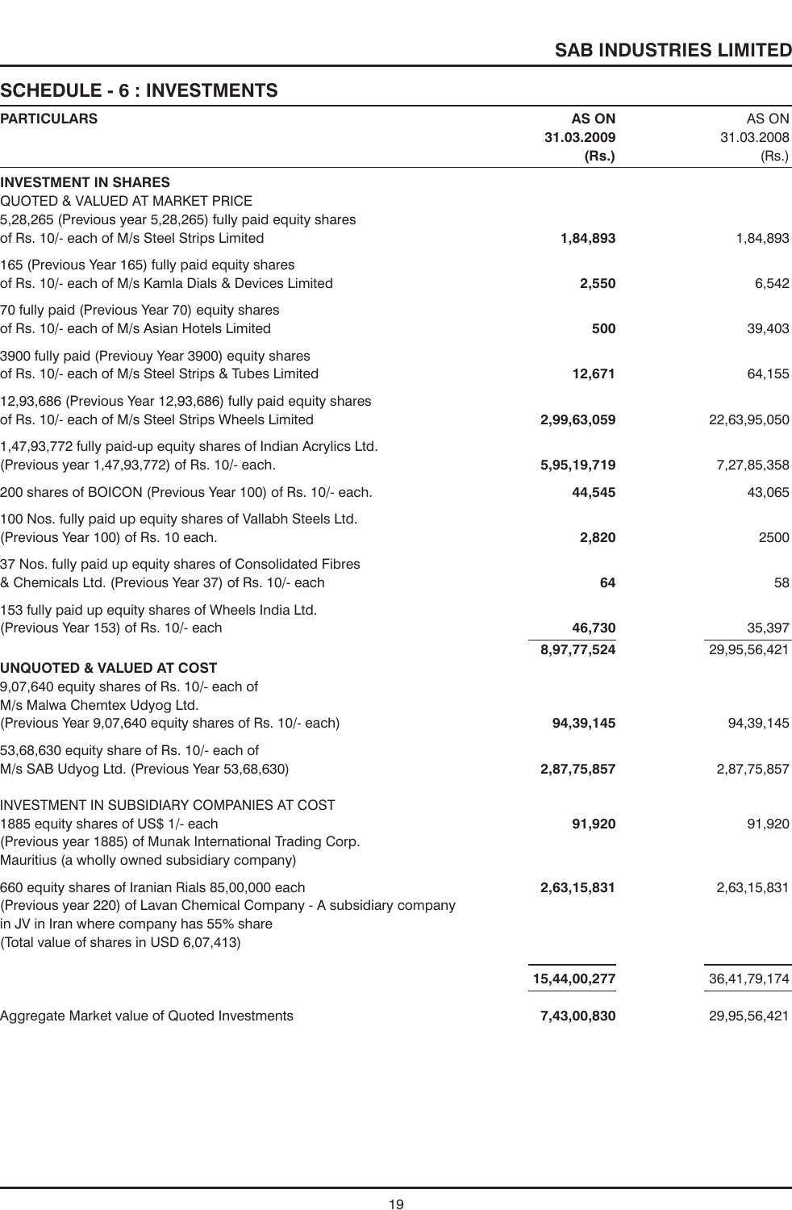## SCHEDULE - 6 : INVESTMENTS

| PARTICULARS | **AS ON 31.03.2009 (Rs.)** | AS ON 31.03.2008 (Rs.) |
|---|---|---|
| **INVESTMENT IN SHARES** | | |
| QUOTED & VALUED AT MARKET PRICE | | |
| 5,28,265 (Previous year 5,28,265) fully paid equity shares of Rs. 10/- each of M/s Steel Strips Limited | **1,84,893** | 1,84,893 |
| 165 (Previous Year 165) fully paid equity shares of Rs. 10/- each of M/s Kamla Dials & Devices Limited | **2,550** | 6,542 |
| 70 fully paid (Previous Year 70) equity shares of Rs. 10/- each of M/s Asian Hotels Limited | **500** | 39,403 |
| 3900 fully paid (Previouy Year 3900) equity shares of Rs. 10/- each of M/s Steel Strips & Tubes Limited | **12,671** | 64,155 |
| 12,93,686 (Previous Year 12,93,686) fully paid equity shares of Rs. 10/- each of M/s Steel Strips Wheels Limited | **2,99,63,059** | 22,63,95,050 |
| 1,47,93,772 fully paid-up equity shares of Indian Acrylics Ltd. (Previous year 1,47,93,772) of Rs. 10/- each. | **5,95,19,719** | 7,27,85,358 |
| 200 shares of BOICON (Previous Year 100) of Rs. 10/- each. | **44,545** | 43,065 |
| 100 Nos. fully paid up equity shares of Vallabh Steels Ltd. (Previous Year 100) of Rs. 10 each. | **2,820** | 2500 |
| 37 Nos. fully paid up equity shares of Consolidated Fibres & Chemicals Ltd. (Previous Year 37) of Rs. 10/- each | **64** | 58 |
| 153 fully paid up equity shares of Wheels India Ltd. (Previous Year 153) of Rs. 10/- each | **46,730** | 35,397 |
| | **8,97,77,524** | 29,95,56,421 |
| **UNQUOTED & VALUED AT COST** | | |
| 9,07,640 equity shares of Rs. 10/- each of M/s Malwa Chemtex Udyog Ltd. (Previous Year 9,07,640 equity shares of Rs. 10/- each) | **94,39,145** | 94,39,145 |
| 53,68,630 equity share of Rs. 10/- each of M/s SAB Udyog Ltd. (Previous Year 53,68,630) | **2,87,75,857** | 2,87,75,857 |
| INVESTMENT IN SUBSIDIARY COMPANIES AT COST | | |
| 1885 equity shares of US$ 1/- each (Previous year 1885) of Munak International Trading Corp. Mauritius (a wholly owned subsidiary company) | **91,920** | 91,920 |
| 660 equity shares of Iranian Rials 85,00,000 each (Previous year 220) of Lavan Chemical Company - A subsidiary company in JV in Iran where company has 55% share (Total value of shares in USD 6,07,413) | **2,63,15,831** | 2,63,15,831 |
| | **15,44,00,277** | 36,41,79,174 |
| Aggregate Market value of Quoted Investments | **7,43,00,830** | 29,95,56,421 |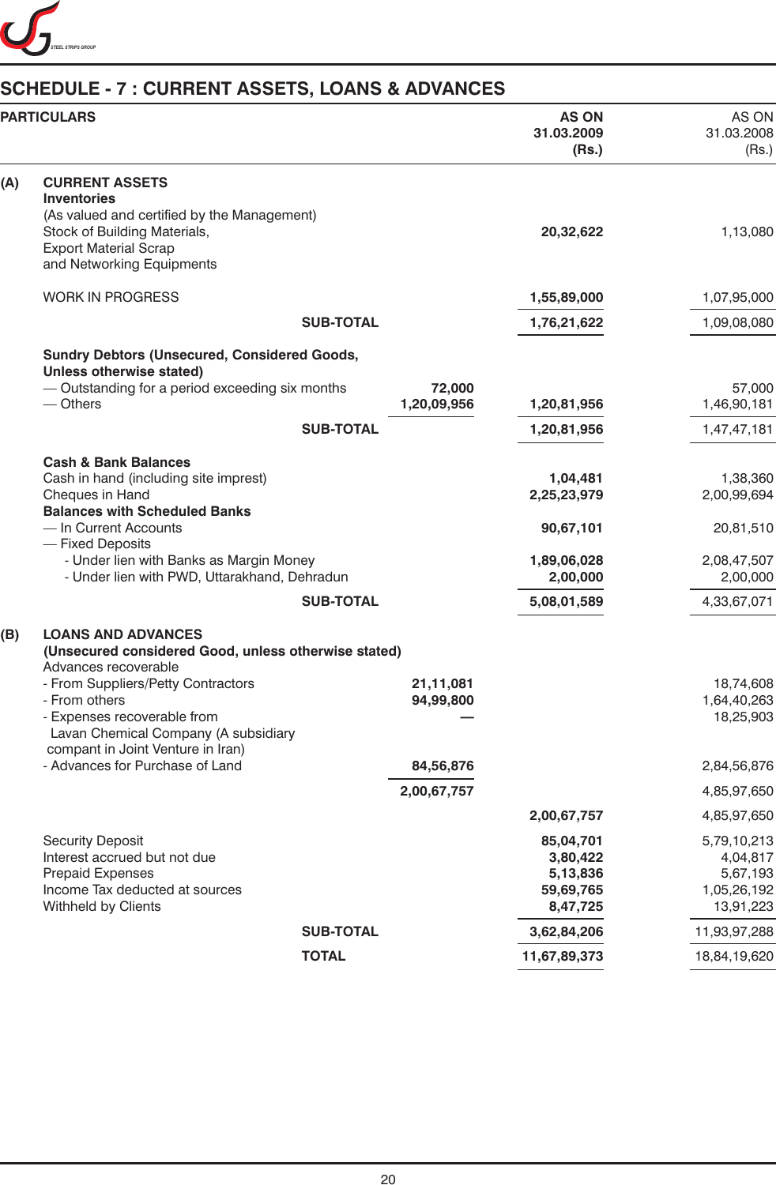## SCHEDULE - 7 : CURRENT ASSETS, LOANS & ADVANCES

| PARTICULARS | | | AS ON 31.03.2009 (Rs.) | AS ON 31.03.2008 (Rs.) |
|---|---|---|---|---|
| **(A)** | **CURRENT ASSETS** | | | |
| | **Inventories** | | | |
| | (As valued and certified by the Management) | | | |
| | Stock of Building Materials, Export Material Scrap and Networking Equipments | | **20,32,622** | 1,13,080 |
| | WORK IN PROGRESS | | **1,55,89,000** | 1,07,95,000 |
| | **SUB-TOTAL** | | **1,76,21,622** | 1,09,08,080 |
| | **Sundry Debtors (Unsecured, Considered Goods, Unless otherwise stated)** | | | |
| | — Outstanding for a period exceeding six months | **72,000** | | 57,000 |
| | — Others | **1,20,09,956** | **1,20,81,956** | 1,46,90,181 |
| | **SUB-TOTAL** | | **1,20,81,956** | 1,47,47,181 |
| | **Cash & Bank Balances** | | | |
| | Cash in hand (including site imprest) | | **1,04,481** | 1,38,360 |
| | Cheques in Hand | | **2,25,23,979** | 2,00,99,694 |
| | **Balances with Scheduled Banks** | | | |
| | — In Current Accounts | | **90,67,101** | 20,81,510 |
| | — Fixed Deposits | | | |
| | - Under lien with Banks as Margin Money | | **1,89,06,028** | 2,08,47,507 |
| | - Under lien with PWD, Uttarakhand, Dehradun | | **2,00,000** | 2,00,000 |
| | **SUB-TOTAL** | | **5,08,01,589** | 4,33,67,071 |
| **(B)** | **LOANS AND ADVANCES** | | | |
| | **(Unsecured considered Good, unless otherwise stated)** | | | |
| | Advances recoverable | | | |
| | - From Suppliers/Petty Contractors | **21,11,081** | | 18,74,608 |
| | - From others | **94,99,800** | | 1,64,40,263 |
| | - Expenses recoverable from Lavan Chemical Company (A subsidiary compant in Joint Venture in Iran) | **—** | | 18,25,903 |
| | - Advances for Purchase of Land | **84,56,876** | | 2,84,56,876 |
| | | **2,00,67,757** | | 4,85,97,650 |
| | | | **2,00,67,757** | 4,85,97,650 |
| | Security Deposit | | **85,04,701** | 5,79,10,213 |
| | Interest accrued but not due | | **3,80,422** | 4,04,817 |
| | Prepaid Expenses | | **5,13,836** | 5,67,193 |
| | Income Tax deducted at sources | | **59,69,765** | 1,05,26,192 |
| | Withheld by Clients | | **8,47,725** | 13,91,223 |
| | **SUB-TOTAL** | | **3,62,84,206** | 11,93,97,288 |
| | **TOTAL** | | **11,67,89,373** | 18,84,19,620 |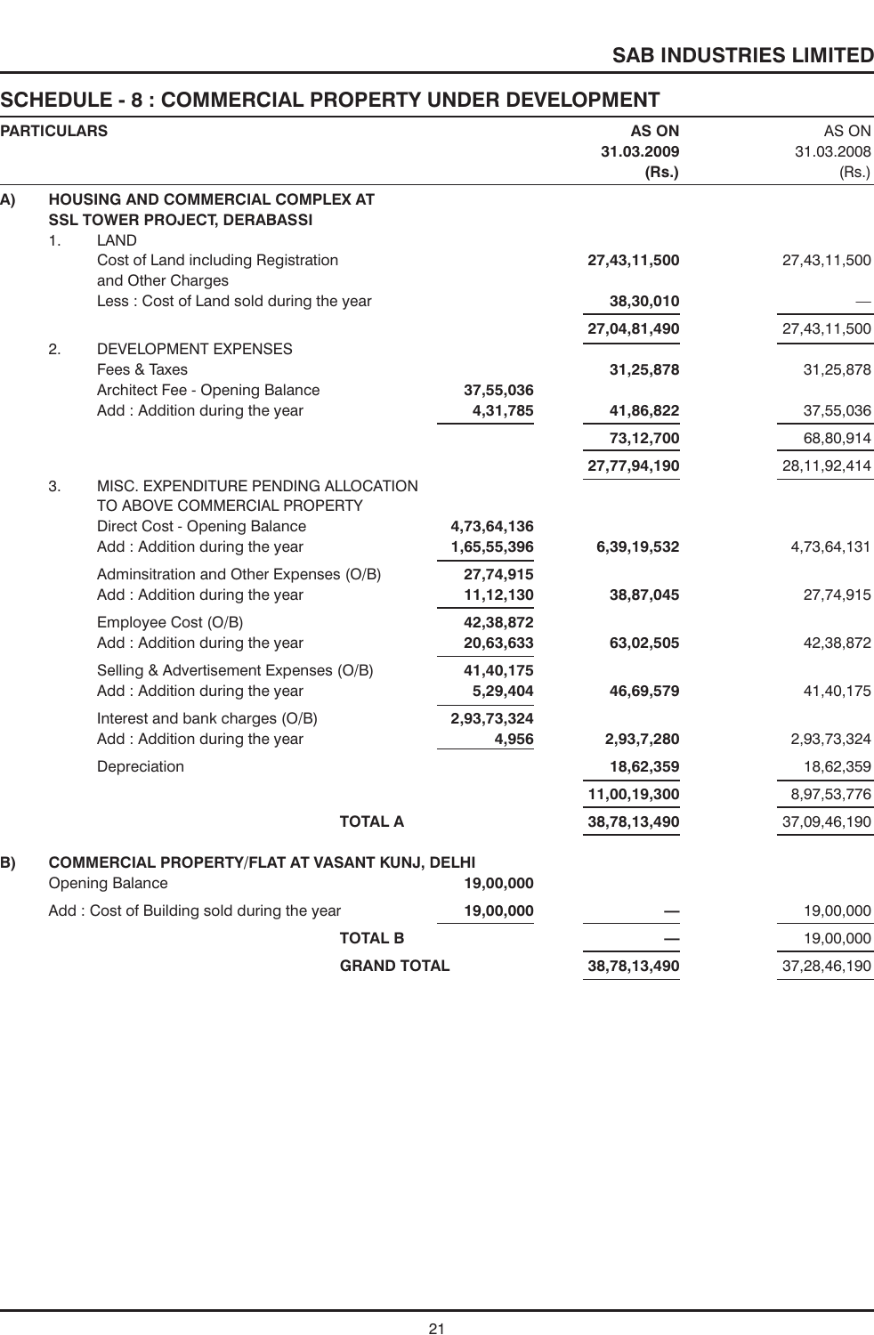## SCHEDULE - 8 : COMMERCIAL PROPERTY UNDER DEVELOPMENT

| PARTICULARS | | | AS ON 31.03.2009 (Rs.) | AS ON 31.03.2008 (Rs.) |
|---|---|---|---|---|
| **A)** | **HOUSING AND COMMERCIAL COMPLEX AT SSL TOWER PROJECT, DERABASSI** | | | |
| 1. | LAND | | | |
| | Cost of Land including Registration and Other Charges | | **27,43,11,500** | 27,43,11,500 |
| | Less : Cost of Land sold during the year | | **38,30,010** | — |
| | | | **27,04,81,490** | 27,43,11,500 |
| 2. | DEVELOPMENT EXPENSES | | | |
| | Fees & Taxes | | **31,25,878** | 31,25,878 |
| | Architect Fee - Opening Balance | **37,55,036** | | |
| | Add : Addition during the year | **4,31,785** | **41,86,822** | 37,55,036 |
| | | | **73,12,700** | 68,80,914 |
| | | | **27,77,94,190** | 28,11,92,414 |
| 3. | MISC. EXPENDITURE PENDING ALLOCATION TO ABOVE COMMERCIAL PROPERTY | | | |
| | Direct Cost - Opening Balance | **4,73,64,136** | | |
| | Add : Addition during the year | **1,65,55,396** | **6,39,19,532** | 4,73,64,131 |
| | Adminsitration and Other Expenses (O/B) | **27,74,915** | | |
| | Add : Addition during the year | **11,12,130** | **38,87,045** | 27,74,915 |
| | Employee Cost (O/B) | **42,38,872** | | |
| | Add : Addition during the year | **20,63,633** | **63,02,505** | 42,38,872 |
| | Selling & Advertisement Expenses (O/B) | **41,40,175** | | |
| | Add : Addition during the year | **5,29,404** | **46,69,579** | 41,40,175 |
| | Interest and bank charges (O/B) | **2,93,73,324** | | |
| | Add : Addition during the year | **4,956** | **2,93,7,280** | 2,93,73,324 |
| | Depreciation | | **18,62,359** | 18,62,359 |
| | | | **11,00,19,300** | 8,97,53,776 |
| | **TOTAL A** | | **38,78,13,490** | 37,09,46,190 |
| **B)** | **COMMERCIAL PROPERTY/FLAT AT VASANT KUNJ, DELHI** | | | |
| | Opening Balance | **19,00,000** | | |
| | Add : Cost of Building sold during the year | **19,00,000** | **—** | 19,00,000 |
| | **TOTAL B** | | **—** | 19,00,000 |
| | **GRAND TOTAL** | | **38,78,13,490** | 37,28,46,190 |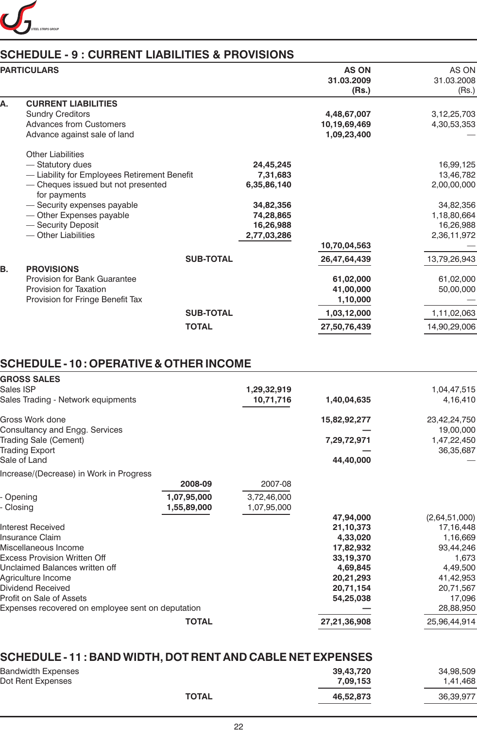## SCHEDULE - 9 : CURRENT LIABILITIES & PROVISIONS

| PARTICULARS | | AS ON 31.03.2009 (Rs.) | AS ON 31.03.2008 (Rs.) |
|---|---|---|---|
| **A. CURRENT LIABILITIES** | | | |
| Sundry Creditors | | **4,48,67,007** | 3,12,25,703 |
| Advances from Customers | | **10,19,69,469** | 4,30,53,353 |
| Advance against sale of land | | **1,09,23,400** | — |
| Other Liabilities | | | |
| — Statutory dues | **24,45,245** | | 16,99,125 |
| — Liability for Employees Retirement Benefit | **7,31,683** | | 13,46,782 |
| — Cheques issued but not presented for payments | **6,35,86,140** | | 2,00,00,000 |
| — Security expenses payable | **34,82,356** | | 34,82,356 |
| — Other Expenses payable | **74,28,865** | | 1,18,80,664 |
| — Security Deposit | **16,26,988** | | 16,26,988 |
| — Other Liabilities | **2,77,03,286** | | 2,36,11,972 |
| | | **10,70,04,563** | — |
| **SUB-TOTAL** | | **26,47,64,439** | 13,79,26,943 |
| **B. PROVISIONS** | | | |
| Provision for Bank Guarantee | | **61,02,000** | 61,02,000 |
| Provision for Taxation | | **41,00,000** | 50,00,000 |
| Provision for Fringe Benefit Tax | | **1,10,000** | — |
| **SUB-TOTAL** | | **1,03,12,000** | 1,11,02,063 |
| **TOTAL** | | **27,50,76,439** | 14,90,29,006 |

## SCHEDULE - 10 : OPERATIVE & OTHER INCOME

| | | | 2008-09 | 2007-08 |
|---|---|---|---|---|
| **GROSS SALES** | | | | |
| Sales ISP | | **1,29,32,919** | | 1,04,47,515 |
| Sales Trading - Network equipments | | **10,71,716** | **1,40,04,635** | 4,16,410 |
| Gross Work done | | | **15,82,92,277** | 23,42,24,750 |
| Consultancy and Engg. Services | | | — | 19,00,000 |
| Trading Sale (Cement) | | | **7,29,72,971** | 1,47,22,450 |
| Trading Export | | | — | 36,35,687 |
| Sale of Land | | | **44,40,000** | — |
| Increase/(Decrease) in Work in Progress | **2008-09** | 2007-08 | | |
| - Opening | **1,07,95,000** | 3,72,46,000 | | |
| - Closing | **1,55,89,000** | 1,07,95,000 | | |
| | | | **47,94,000** | (2,64,51,000) |
| Interest Received | | | **21,10,373** | 17,16,448 |
| Insurance Claim | | | **4,33,020** | 1,16,669 |
| Miscellaneous Income | | | **17,82,932** | 93,44,246 |
| Excess Provision Written Off | | | **33,19,370** | 1,673 |
| Unclaimed Balances written off | | | **4,69,845** | 4,49,500 |
| Agriculture Income | | | **20,21,293** | 41,42,953 |
| Dividend Received | | | **20,71,154** | 20,71,567 |
| Profit on Sale of Assets | | | **54,25,038** | 17,096 |
| Expenses recovered on employee sent on deputation | | | — | 28,88,950 |
| **TOTAL** | | | **27,21,36,908** | 25,96,44,914 |

## SCHEDULE - 11 : BAND WIDTH, DOT RENT AND CABLE NET EXPENSES

| | 2008-09 | 2007-08 |
|---|---|---|
| Bandwidth Expenses | **39,43,720** | 34,98,509 |
| Dot Rent Expenses | **7,09,153** | 1,41,468 |
| **TOTAL** | **46,52,873** | 36,39,977 |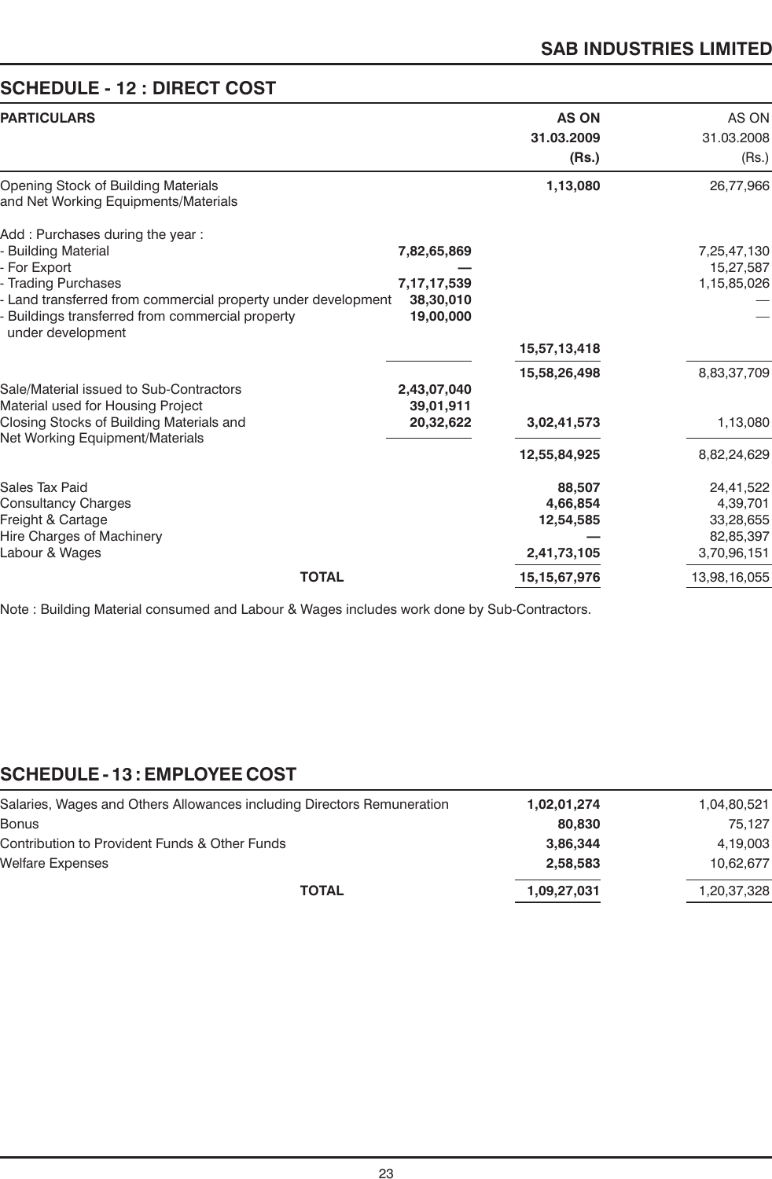## SCHEDULE - 12 : DIRECT COST

| PARTICULARS | | AS ON 31.03.2009 (Rs.) | AS ON 31.03.2008 (Rs.) |
|---|---|---|---|
| Opening Stock of Building Materials and Net Working Equipments/Materials | | 1,13,080 | 26,77,966 |
| Add : Purchases during the year : | | | |
| - Building Material | 7,82,65,869 | | 7,25,47,130 |
| - For Export | — | | 15,27,587 |
| - Trading Purchases | 7,17,17,539 | | 1,15,85,026 |
| - Land transferred from commercial property under development | 38,30,010 | | — |
| - Buildings transferred from commercial property under development | 19,00,000 | | — |
| | | 15,57,13,418 | |
| | | 15,58,26,498 | 8,83,37,709 |
| Sale/Material issued to Sub-Contractors | 2,43,07,040 | | |
| Material used for Housing Project | 39,01,911 | | |
| Closing Stocks of Building Materials and Net Working Equipment/Materials | 20,32,622 | 3,02,41,573 | 1,13,080 |
| | | 12,55,84,925 | 8,82,24,629 |
| Sales Tax Paid | | 88,507 | 24,41,522 |
| Consultancy Charges | | 4,66,854 | 4,39,701 |
| Freight & Cartage | | 12,54,585 | 33,28,655 |
| Hire Charges of Machinery | | — | 82,85,397 |
| Labour & Wages | | 2,41,73,105 | 3,70,96,151 |
| **TOTAL** | | 15,15,67,976 | 13,98,16,055 |

Note : Building Material consumed and Labour & Wages includes work done by Sub-Contractors.

## SCHEDULE - 13 : EMPLOYEE COST

| | AS ON 31.03.2009 (Rs.) | AS ON 31.03.2008 (Rs.) |
|---|---|---|
| Salaries, Wages and Others Allowances including Directors Remuneration | 1,02,01,274 | 1,04,80,521 |
| Bonus | 80,830 | 75,127 |
| Contribution to Provident Funds & Other Funds | 3,86,344 | 4,19,003 |
| Welfare Expenses | 2,58,583 | 10,62,677 |
| **TOTAL** | 1,09,27,031 | 1,20,37,328 |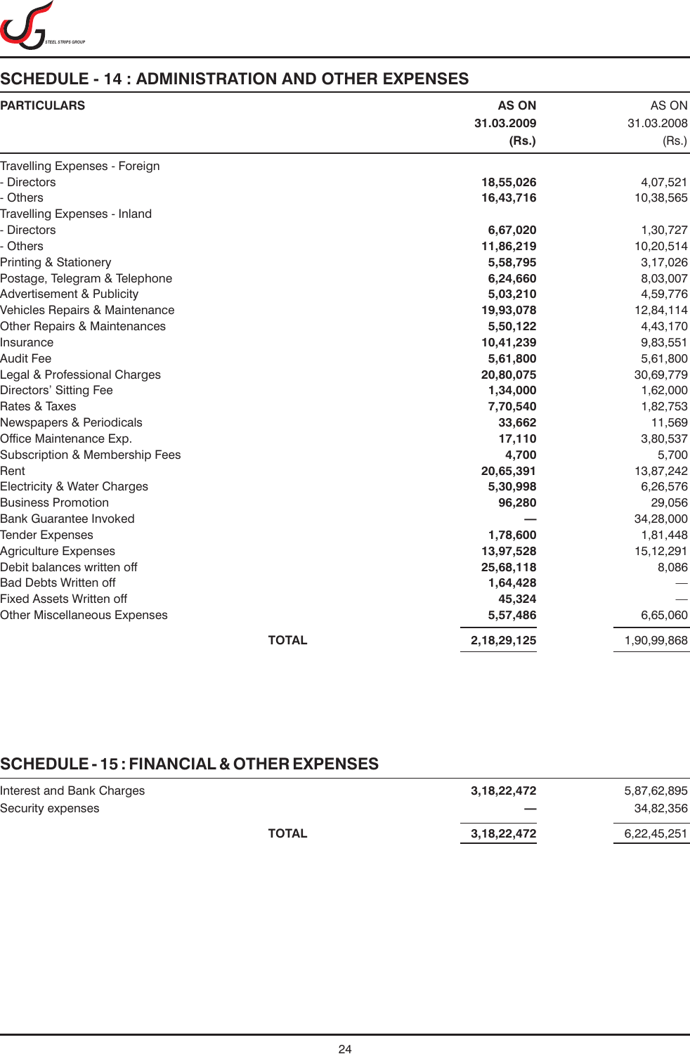## SCHEDULE - 14 : ADMINISTRATION AND OTHER EXPENSES

| PARTICULARS | AS ON 31.03.2009 (Rs.) | AS ON 31.03.2008 (Rs.) |
|---|---|---|
| Travelling Expenses - Foreign | | |
| - Directors | 18,55,026 | 4,07,521 |
| - Others | 16,43,716 | 10,38,565 |
| Travelling Expenses - Inland | | |
| - Directors | 6,67,020 | 1,30,727 |
| - Others | 11,86,219 | 10,20,514 |
| Printing & Stationery | 5,58,795 | 3,17,026 |
| Postage, Telegram & Telephone | 6,24,660 | 8,03,007 |
| Advertisement & Publicity | 5,03,210 | 4,59,776 |
| Vehicles Repairs & Maintenance | 19,93,078 | 12,84,114 |
| Other Repairs & Maintenances | 5,50,122 | 4,43,170 |
| Insurance | 10,41,239 | 9,83,551 |
| Audit Fee | 5,61,800 | 5,61,800 |
| Legal & Professional Charges | 20,80,075 | 30,69,779 |
| Directors' Sitting Fee | 1,34,000 | 1,62,000 |
| Rates & Taxes | 7,70,540 | 1,82,753 |
| Newspapers & Periodicals | 33,662 | 11,569 |
| Office Maintenance Exp. | 17,110 | 3,80,537 |
| Subscription & Membership Fees | 4,700 | 5,700 |
| Rent | 20,65,391 | 13,87,242 |
| Electricity & Water Charges | 5,30,998 | 6,26,576 |
| Business Promotion | 96,280 | 29,056 |
| Bank Guarantee Invoked | — | 34,28,000 |
| Tender Expenses | 1,78,600 | 1,81,448 |
| Agriculture Expenses | 13,97,528 | 15,12,291 |
| Debit balances written off | 25,68,118 | 8,086 |
| Bad Debts Written off | 1,64,428 | — |
| Fixed Assets Written off | 45,324 | — |
| Other Miscellaneous Expenses | 5,57,486 | 6,65,060 |
| **TOTAL** | **2,18,29,125** | 1,90,99,868 |

## SCHEDULE - 15 : FINANCIAL & OTHER EXPENSES

| PARTICULARS | AS ON 31.03.2009 (Rs.) | AS ON 31.03.2008 (Rs.) |
|---|---|---|
| Interest and Bank Charges | 3,18,22,472 | 5,87,62,895 |
| Security expenses | — | 34,82,356 |
| **TOTAL** | **3,18,22,472** | 6,22,45,251 |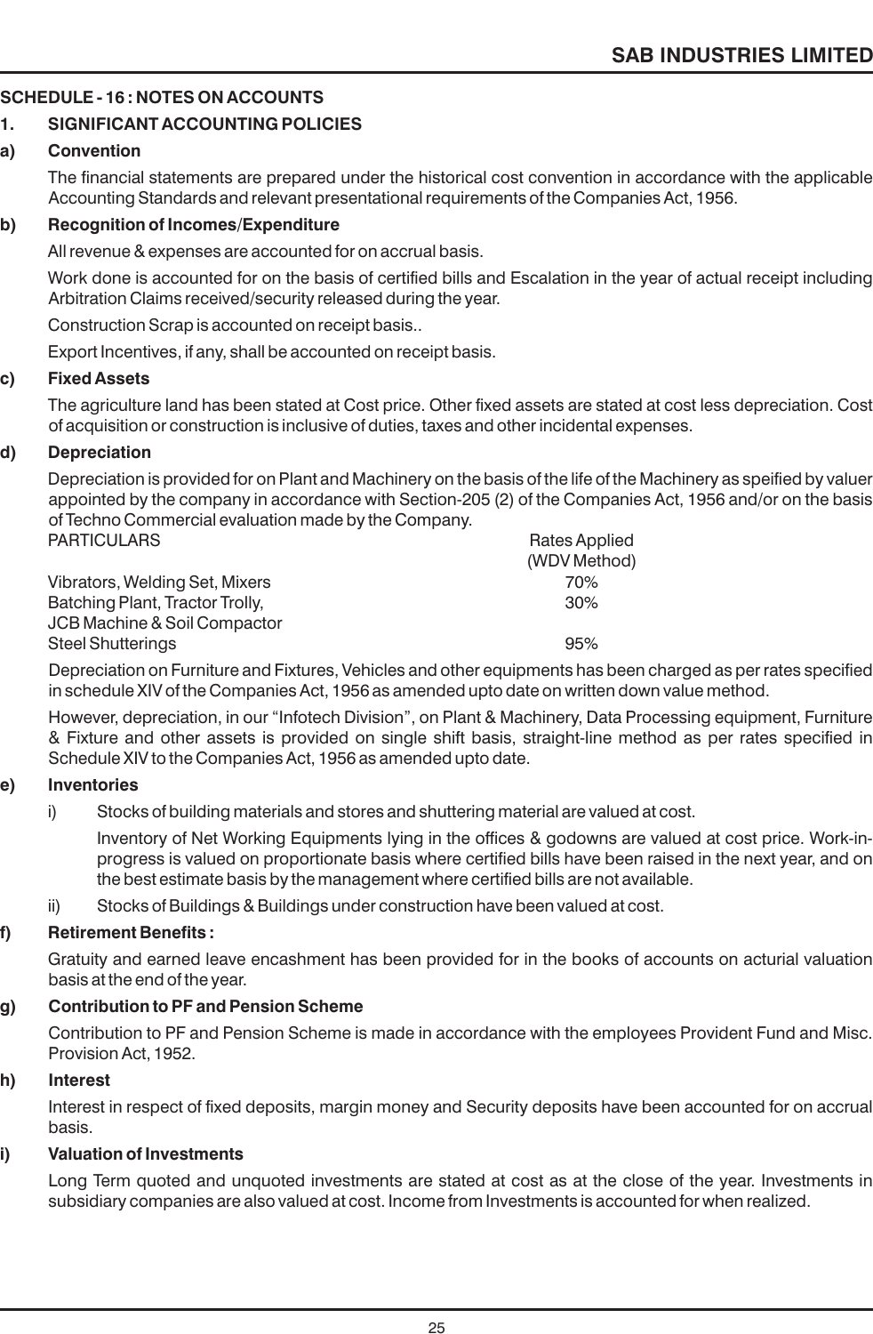## SCHEDULE - 16 : NOTES ON ACCOUNTS

### 1. SIGNIFICANT ACCOUNTING POLICIES

**a) Convention**

The financial statements are prepared under the historical cost convention in accordance with the applicable Accounting Standards and relevant presentational requirements of the Companies Act, 1956.

**b) Recognition of Incomes/Expenditure**

All revenue & expenses are accounted for on accrual basis.

Work done is accounted for on the basis of certified bills and Escalation in the year of actual receipt including Arbitration Claims received/security released during the year.

Construction Scrap is accounted on receipt basis..

Export Incentives, if any, shall be accounted on receipt basis.

**c) Fixed Assets**

The agriculture land has been stated at Cost price. Other fixed assets are stated at cost less depreciation. Cost of acquisition or construction is inclusive of duties, taxes and other incidental expenses.

**d) Depreciation**

Depreciation is provided for on Plant and Machinery on the basis of the life of the Machinery as speified by valuer appointed by the company in accordance with Section-205 (2) of the Companies Act, 1956 and/or on the basis of Techno Commercial evaluation made by the Company.

| PARTICULARS | Rates Applied (WDV Method) |
|---|---|
| Vibrators, Welding Set, Mixers | 70% |
| Batching Plant, Tractor Trolly, JCB Machine & Soil Compactor | 30% |
| Steel Shutterings | 95% |

Depreciation on Furniture and Fixtures, Vehicles and other equipments has been charged as per rates specified in schedule XIV of the Companies Act, 1956 as amended upto date on written down value method.

However, depreciation, in our "Infotech Division", on Plant & Machinery, Data Processing equipment, Furniture & Fixture and other assets is provided on single shift basis, straight-line method as per rates specified in Schedule XIV to the Companies Act, 1956 as amended upto date.

**e) Inventories**

i) Stocks of building materials and stores and shuttering material are valued at cost.

Inventory of Net Working Equipments lying in the offices & godowns are valued at cost price. Work-in-progress is valued on proportionate basis where certified bills have been raised in the next year, and on the best estimate basis by the management where certified bills are not available.

ii) Stocks of Buildings & Buildings under construction have been valued at cost.

**f) Retirement Benefits :**

Gratuity and earned leave encashment has been provided for in the books of accounts on acturial valuation basis at the end of the year.

**g) Contribution to PF and Pension Scheme**

Contribution to PF and Pension Scheme is made in accordance with the employees Provident Fund and Misc. Provision Act, 1952.

**h) Interest**

Interest in respect of fixed deposits, margin money and Security deposits have been accounted for on accrual basis.

**i) Valuation of Investments**

Long Term quoted and unquoted investments are stated at cost as at the close of the year. Investments in subsidiary companies are also valued at cost. Income from Investments is accounted for when realized.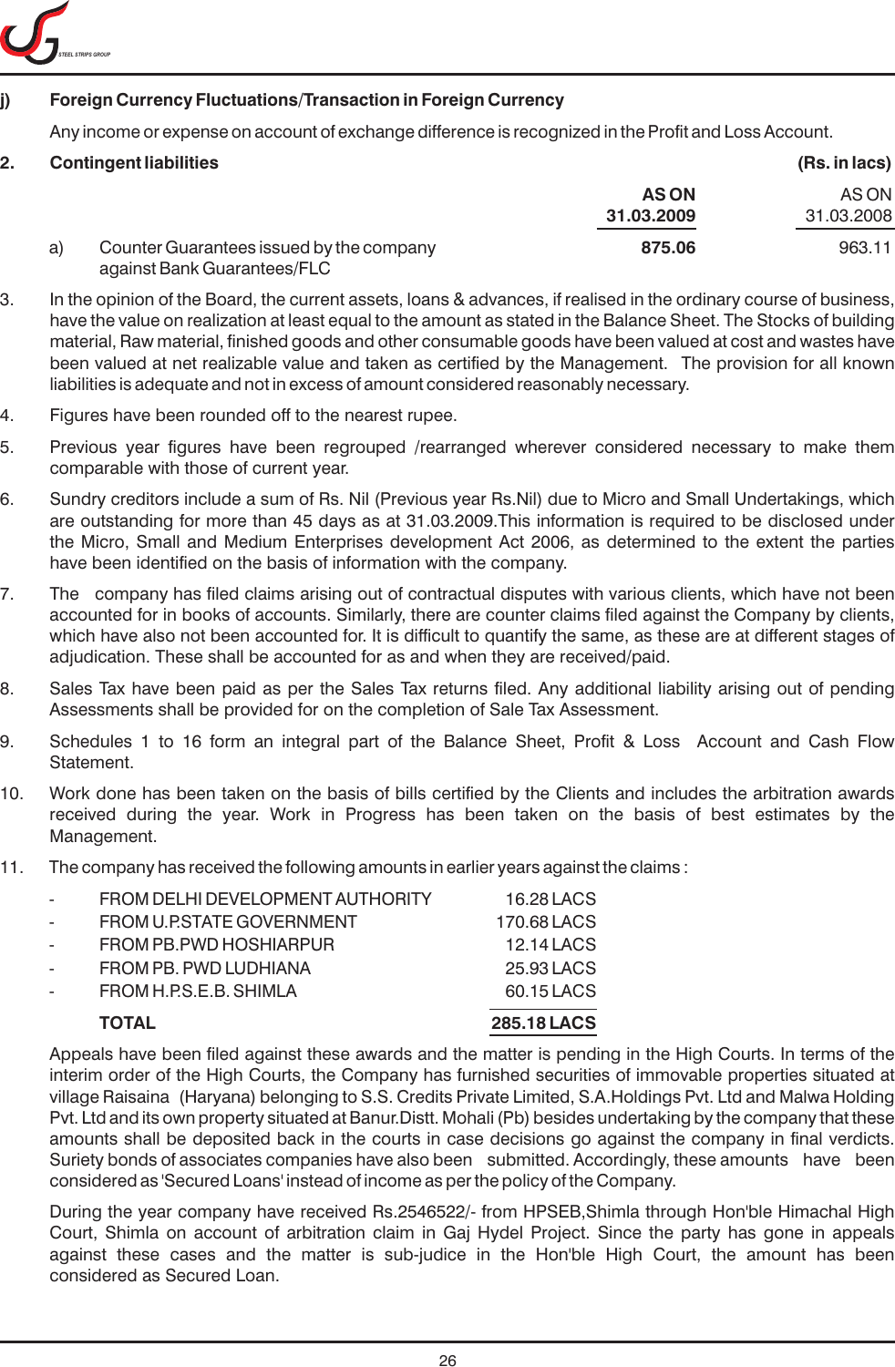**j) Foreign Currency Fluctuations/Transaction in Foreign Currency**

Any income or expense on account of exchange difference is recognized in the Profit and Loss Account.

**2. Contingent liabilities** **(Rs. in lacs)**

| | | **AS ON 31.03.2009** | AS ON 31.03.2008 |
|---|---|---|---|
| a) | Counter Guarantees issued by the company against Bank Guarantees/FLC | **875.06** | 963.11 |

3. In the opinion of the Board, the current assets, loans & advances, if realised in the ordinary course of business, have the value on realization at least equal to the amount as stated in the Balance Sheet. The Stocks of building material, Raw material, finished goods and other consumable goods have been valued at cost and wastes have been valued at net realizable value and taken as certified by the Management. The provision for all known liabilities is adequate and not in excess of amount considered reasonably necessary.

4. Figures have been rounded off to the nearest rupee.

5. Previous year figures have been regrouped /rearranged wherever considered necessary to make them comparable with those of current year.

6. Sundry creditors include a sum of Rs. Nil (Previous year Rs.Nil) due to Micro and Small Undertakings, which are outstanding for more than 45 days as at 31.03.2009.This information is required to be disclosed under the Micro, Small and Medium Enterprises development Act 2006, as determined to the extent the parties have been identified on the basis of information with the company.

7. The company has filed claims arising out of contractual disputes with various clients, which have not been accounted for in books of accounts. Similarly, there are counter claims filed against the Company by clients, which have also not been accounted for. It is difficult to quantify the same, as these are at different stages of adjudication. These shall be accounted for as and when they are received/paid.

8. Sales Tax have been paid as per the Sales Tax returns filed. Any additional liability arising out of pending Assessments shall be provided for on the completion of Sale Tax Assessment.

9. Schedules 1 to 16 form an integral part of the Balance Sheet, Profit & Loss Account and Cash Flow Statement.

10. Work done has been taken on the basis of bills certified by the Clients and includes the arbitration awards received during the year. Work in Progress has been taken on the basis of best estimates by the Management.

11. The company has received the following amounts in earlier years against the claims :

| | | |
|---|---|---|
| - | FROM DELHI DEVELOPMENT AUTHORITY | 16.28 LACS |
| - | FROM U.P.STATE GOVERNMENT | 170.68 LACS |
| - | FROM PB.PWD HOSHIARPUR | 12.14 LACS |
| - | FROM PB. PWD LUDHIANA | 25.93 LACS |
| - | FROM H.P.S.E.B. SHIMLA | 60.15 LACS |
| | **TOTAL** | **285.18 LACS** |

Appeals have been filed against these awards and the matter is pending in the High Courts. In terms of the interim order of the High Courts, the Company has furnished securities of immovable properties situated at village Raisaina (Haryana) belonging to S.S. Credits Private Limited, S.A.Holdings Pvt. Ltd and Malwa Holding Pvt. Ltd and its own property situated at Banur.Distt. Mohali (Pb) besides undertaking by the company that these amounts shall be deposited back in the courts in case decisions go against the company in final verdicts. Suriety bonds of associates companies have also been submitted. Accordingly, these amounts have been considered as 'Secured Loans' instead of income as per the policy of the Company.

During the year company have received Rs.2546522/- from HPSEB,Shimla through Hon'ble Himachal High Court, Shimla on account of arbitration claim in Gaj Hydel Project. Since the party has gone in appeals against these cases and the matter is sub-judice in the Hon'ble High Court, the amount has been considered as Secured Loan.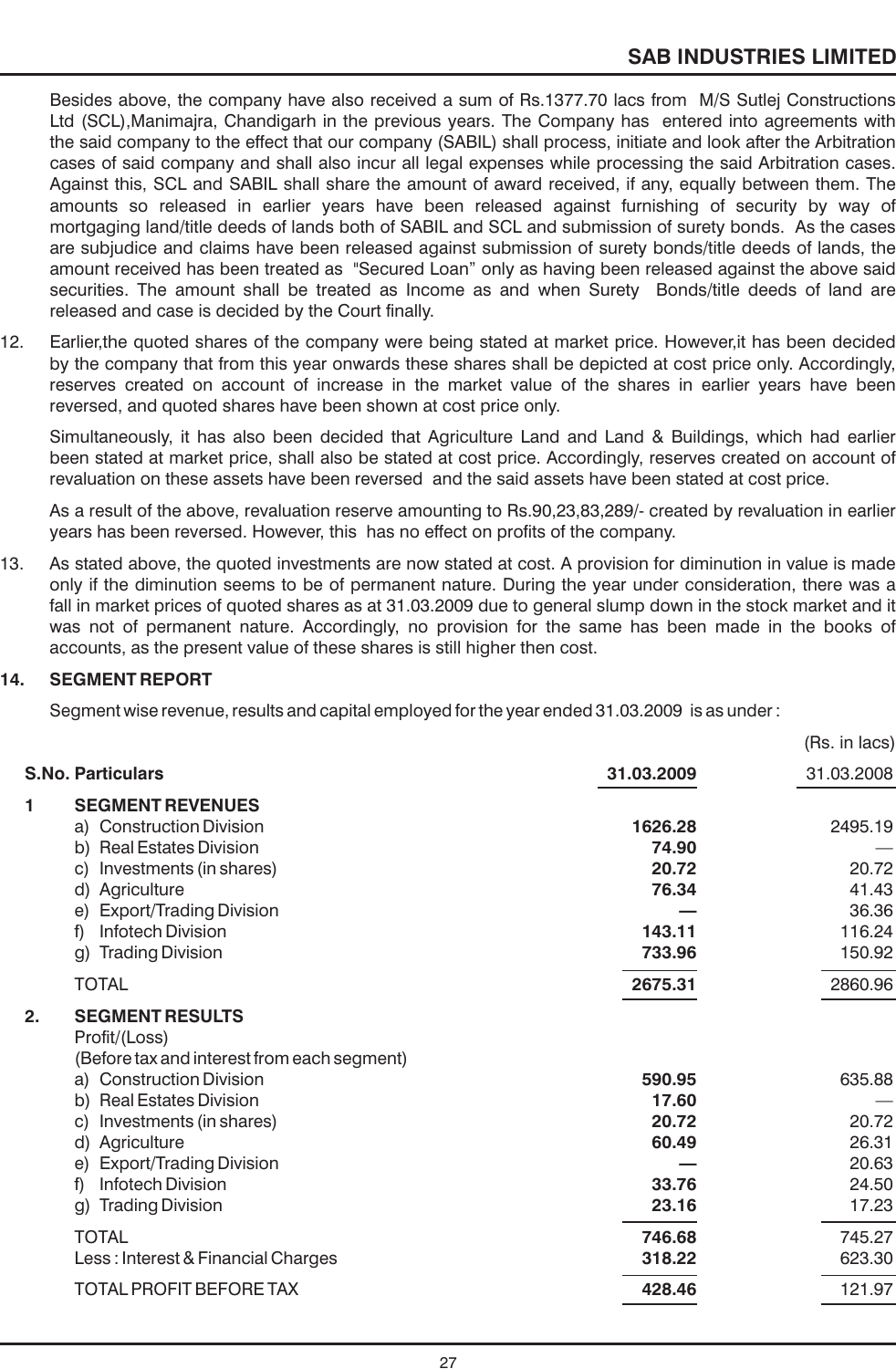Besides above, the company have also received a sum of Rs.1377.70 lacs from M/S Sutlej Constructions Ltd (SCL),Manimajra, Chandigarh in the previous years. The Company has entered into agreements with the said company to the effect that our company (SABIL) shall process, initiate and look after the Arbitration cases of said company and shall also incur all legal expenses while processing the said Arbitration cases. Against this, SCL and SABIL shall share the amount of award received, if any, equally between them. The amounts so released in earlier years have been released against furnishing of security by way of mortgaging land/title deeds of lands both of SABIL and SCL and submission of surety bonds. As the cases are subjudice and claims have been released against submission of surety bonds/title deeds of lands, the amount received has been treated as "Secured Loan" only as having been released against the above said securities. The amount shall be treated as Income as and when Surety Bonds/title deeds of land are released and case is decided by the Court finally.

12. Earlier,the quoted shares of the company were being stated at market price. However,it has been decided by the company that from this year onwards these shares shall be depicted at cost price only. Accordingly, reserves created on account of increase in the market value of the shares in earlier years have been reversed, and quoted shares have been shown at cost price only.

    Simultaneously, it has also been decided that Agriculture Land and Land & Buildings, which had earlier been stated at market price, shall also be stated at cost price. Accordingly, reserves created on account of revaluation on these assets have been reversed and the said assets have been stated at cost price.

    As a result of the above, revaluation reserve amounting to Rs.90,23,83,289/- created by revaluation in earlier years has been reversed. However, this has no effect on profits of the company.

13. As stated above, the quoted investments are now stated at cost. A provision for diminution in value is made only if the diminution seems to be of permanent nature. During the year under consideration, there was a fall in market prices of quoted shares as at 31.03.2009 due to general slump down in the stock market and it was not of permanent nature. Accordingly, no provision for the same has been made in the books of accounts, as the present value of these shares is still higher then cost.

**14. SEGMENT REPORT**

Segment wise revenue, results and capital employed for the year ended 31.03.2009 is as under :

(Rs. in lacs)

| S.No. | Particulars | 31.03.2009 | 31.03.2008 |
|---|---|---|---|
| 1 | **SEGMENT REVENUES** | | |
| | a) Construction Division | **1626.28** | 2495.19 |
| | b) Real Estates Division | **74.90** | — |
| | c) Investments (in shares) | **20.72** | 20.72 |
| | d) Agriculture | **76.34** | 41.43 |
| | e) Export/Trading Division | **—** | 36.36 |
| | f) Infotech Division | **143.11** | 116.24 |
| | g) Trading Division | **733.96** | 150.92 |
| | TOTAL | **2675.31** | 2860.96 |
| 2. | **SEGMENT RESULTS** | | |
| | Profit/(Loss) | | |
| | (Before tax and interest from each segment) | | |
| | a) Construction Division | **590.95** | 635.88 |
| | b) Real Estates Division | **17.60** | — |
| | c) Investments (in shares) | **20.72** | 20.72 |
| | d) Agriculture | **60.49** | 26.31 |
| | e) Export/Trading Division | **—** | 20.63 |
| | f) Infotech Division | **33.76** | 24.50 |
| | g) Trading Division | **23.16** | 17.23 |
| | TOTAL | **746.68** | 745.27 |
| | Less : Interest & Financial Charges | **318.22** | 623.30 |
| | TOTAL PROFIT BEFORE TAX | **428.46** | 121.97 |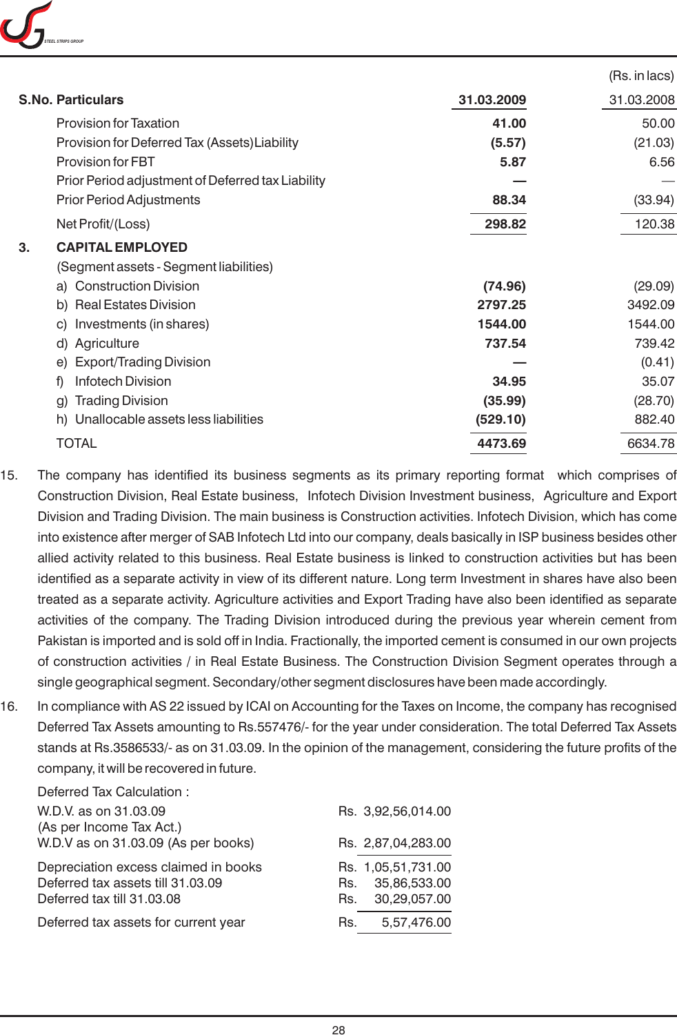| S.No. | Particulars | 31.03.2009 | 31.03.2008 |
|---|---|---|---|
| | | | (Rs. in lacs) |
| | Provision for Taxation | **41.00** | 50.00 |
| | Provision for Deferred Tax (Assets)Liability | **(5.57)** | (21.03) |
| | Provision for FBT | **5.87** | 6.56 |
| | Prior Period adjustment of Deferred tax Liability | **—** | — |
| | Prior Period Adjustments | **88.34** | (33.94) |
| | Net Profit/(Loss) | **298.82** | 120.38 |
| 3. | **CAPITAL EMPLOYED** | | |
| | (Segment assets - Segment liabilities) | | |
| | a) Construction Division | **(74.96)** | (29.09) |
| | b) Real Estates Division | **2797.25** | 3492.09 |
| | c) Investments (in shares) | **1544.00** | 1544.00 |
| | d) Agriculture | **737.54** | 739.42 |
| | e) Export/Trading Division | **—** | (0.41) |
| | f) Infotech Division | **34.95** | 35.07 |
| | g) Trading Division | **(35.99)** | (28.70) |
| | h) Unallocable assets less liabilities | **(529.10)** | 882.40 |
| | TOTAL | **4473.69** | 6634.78 |

15. The company has identified its business segments as its primary reporting format which comprises of Construction Division, Real Estate business, Infotech Division Investment business, Agriculture and Export Division and Trading Division. The main business is Construction activities. Infotech Division, which has come into existence after merger of SAB Infotech Ltd into our company, deals basically in ISP business besides other allied activity related to this business. Real Estate business is linked to construction activities but has been identified as a separate activity in view of its different nature. Long term Investment in shares have also been treated as a separate activity. Agriculture activities and Export Trading have also been identified as separate activities of the company. The Trading Division introduced during the previous year wherein cement from Pakistan is imported and is sold off in India. Fractionally, the imported cement is consumed in our own projects of construction activities / in Real Estate Business. The Construction Division Segment operates through a single geographical segment. Secondary/other segment disclosures have been made accordingly.

16. In compliance with AS 22 issued by ICAI on Accounting for the Taxes on Income, the company has recognised Deferred Tax Assets amounting to Rs.557476/- for the year under consideration. The total Deferred Tax Assets stands at Rs.3586533/- as on 31.03.09. In the opinion of the management, considering the future profits of the company, it will be recovered in future.

Deferred Tax Calculation :

| | |
|---|---|
| W.D.V. as on 31.03.09 (As per Income Tax Act.) | Rs. 3,92,56,014.00 |
| W.D.V as on 31.03.09 (As per books) | Rs. 2,87,04,283.00 |
| Depreciation excess claimed in books | Rs. 1,05,51,731.00 |
| Deferred tax assets till 31.03.09 | Rs. 35,86,533.00 |
| Deferred tax till 31.03.08 | Rs. 30,29,057.00 |
| Deferred tax assets for current year | Rs. 5,57,476.00 |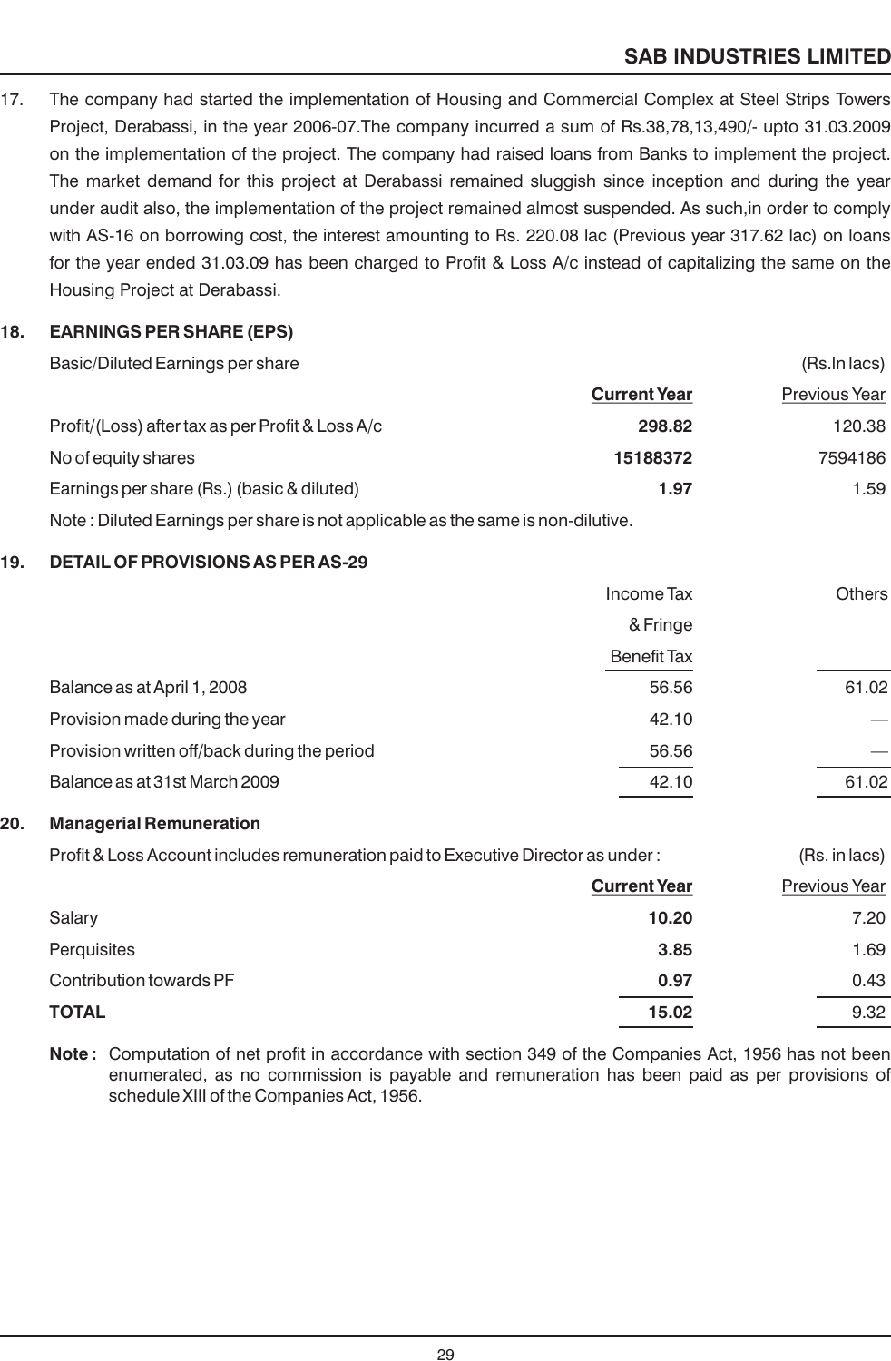17. The company had started the implementation of Housing and Commercial Complex at Steel Strips Towers Project, Derabassi, in the year 2006-07.The company incurred a sum of Rs.38,78,13,490/- upto 31.03.2009 on the implementation of the project. The company had raised loans from Banks to implement the project. The market demand for this project at Derabassi remained sluggish since inception and during the year under audit also, the implementation of the project remained almost suspended. As such,in order to comply with AS-16 on borrowing cost, the interest amounting to Rs. 220.08 lac (Previous year 317.62 lac) on loans for the year ended 31.03.09 has been charged to Profit & Loss A/c instead of capitalizing the same on the Housing Project at Derabassi.

## 18. EARNINGS PER SHARE (EPS)

Basic/Diluted Earnings per share (Rs.In lacs)

| | **Current Year** | Previous Year |
|---|---|---|
| Profit/(Loss) after tax as per Profit & Loss A/c | **298.82** | 120.38 |
| No of equity shares | **15188372** | 7594186 |
| Earnings per share (Rs.) (basic & diluted) | **1.97** | 1.59 |

Note : Diluted Earnings per share is not applicable as the same is non-dilutive.

## 19. DETAIL OF PROVISIONS AS PER AS-29

| | Income Tax & Fringe Benefit Tax | Others |
|---|---|---|
| Balance as at April 1, 2008 | 56.56 | 61.02 |
| Provision made during the year | 42.10 | — |
| Provision written off/back during the period | 56.56 | — |
| Balance as at 31st March 2009 | 42.10 | 61.02 |

## 20. Managerial Remuneration

Profit & Loss Account includes remuneration paid to Executive Director as under : (Rs. in lacs)

| | **Current Year** | Previous Year |
|---|---|---|
| Salary | **10.20** | 7.20 |
| Perquisites | **3.85** | 1.69 |
| Contribution towards PF | **0.97** | 0.43 |
| **TOTAL** | **15.02** | 9.32 |

**Note :** Computation of net profit in accordance with section 349 of the Companies Act, 1956 has not been enumerated, as no commission is payable and remuneration has been paid as per provisions of schedule XIII of the Companies Act, 1956.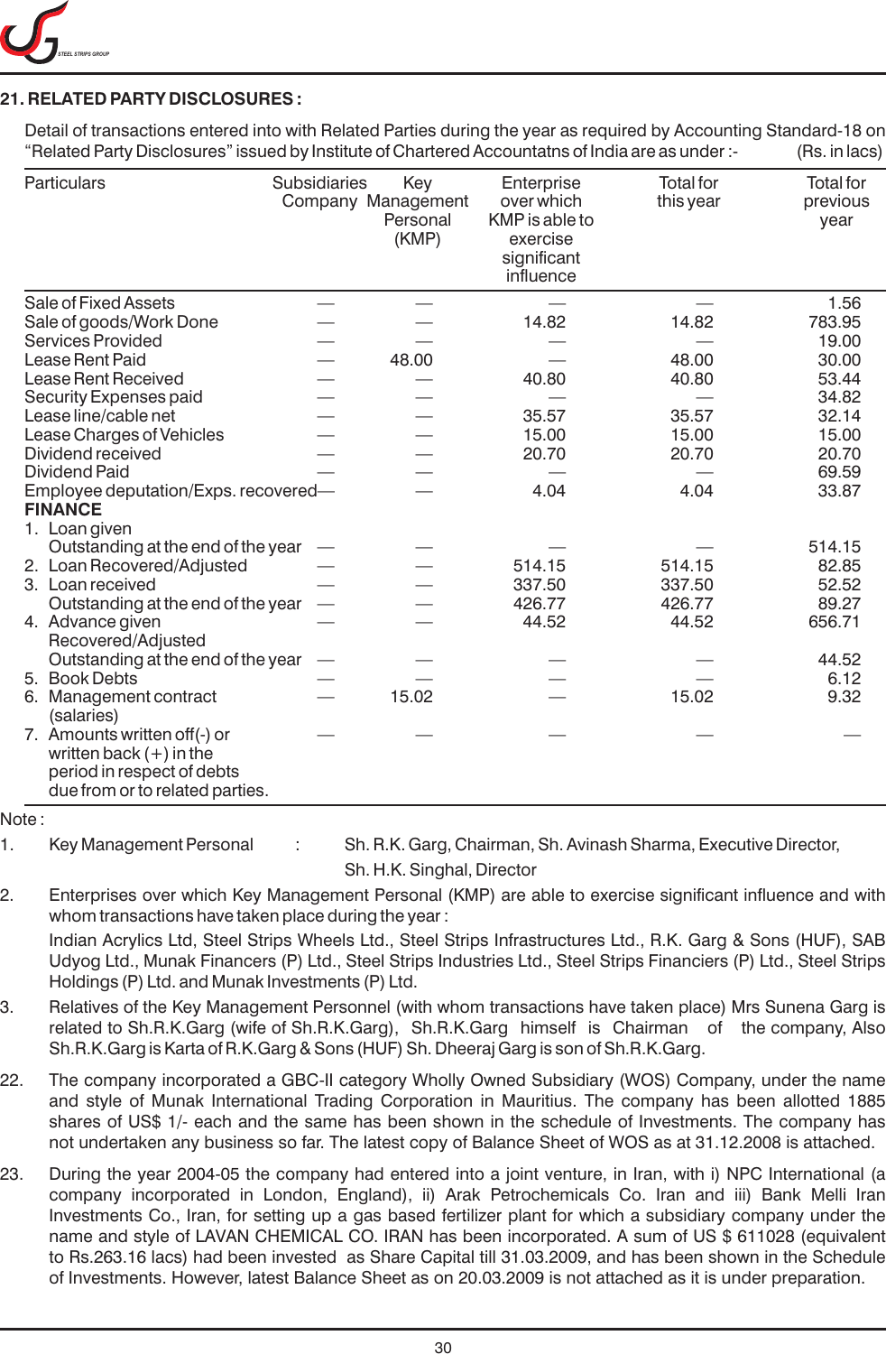## 21. RELATED PARTY DISCLOSURES :

Detail of transactions entered into with Related Parties during the year as required by Accounting Standard-18 on "Related Party Disclosures" issued by Institute of Chartered Accountatns of India are as under :- (Rs. in lacs)

| Particulars | Subsidiaries Company | Key Management Personal (KMP) | Enterprise over which KMP is able to exercise significant influence | Total for this year | Total for previous year |
|---|---|---|---|---|---|
| Sale of Fixed Assets | — | — | — | — | 1.56 |
| Sale of goods/Work Done | — | — | 14.82 | 14.82 | 783.95 |
| Services Provided | — | — | — | — | 19.00 |
| Lease Rent Paid | — | 48.00 | — | 48.00 | 30.00 |
| Lease Rent Received | — | — | 40.80 | 40.80 | 53.44 |
| Security Expenses paid | — | — | — | — | 34.82 |
| Lease line/cable net | — | — | 35.57 | 35.57 | 32.14 |
| Lease Charges of Vehicles | — | — | 15.00 | 15.00 | 15.00 |
| Dividend received | — | — | 20.70 | 20.70 | 20.70 |
| Dividend Paid | — | — | — | — | 69.59 |
| Employee deputation/Exps. recovered | — | — | 4.04 | 4.04 | 33.87 |
| **FINANCE** | | | | | |
| 1. Loan given | | | | | |
| Outstanding at the end of the year | — | — | — | — | 514.15 |
| 2. Loan Recovered/Adjusted | — | — | 514.15 | 514.15 | 82.85 |
| 3. Loan received | — | — | 337.50 | 337.50 | 52.52 |
| Outstanding at the end of the year | — | — | 426.77 | 426.77 | 89.27 |
| 4. Advance given | — | — | 44.52 | 44.52 | 656.71 |
| Recovered/Adjusted | | | | | |
| Outstanding at the end of the year | — | — | — | — | 44.52 |
| 5. Book Debts | — | — | — | — | 6.12 |
| 6. Management contract (salaries) | — | 15.02 | — | 15.02 | 9.32 |
| 7. Amounts written off(-) or written back (+) in the period in respect of debts due from or to related parties. | — | — | — | — | — |

Note :

1. Key Management Personal : Sh. R.K. Garg, Chairman, Sh. Avinash Sharma, Executive Director, Sh. H.K. Singhal, Director

2. Enterprises over which Key Management Personal (KMP) are able to exercise significant influence and with whom transactions have taken place during the year :

   Indian Acrylics Ltd, Steel Strips Wheels Ltd., Steel Strips Infrastructures Ltd., R.K. Garg & Sons (HUF), SAB Udyog Ltd., Munak Financers (P) Ltd., Steel Strips Industries Ltd., Steel Strips Financiers (P) Ltd., Steel Strips Holdings (P) Ltd. and Munak Investments (P) Ltd.

3. Relatives of the Key Management Personnel (with whom transactions have taken place) Mrs Sunena Garg is related to Sh.R.K.Garg (wife of Sh.R.K.Garg), Sh.R.K.Garg himself is Chairman of the company, Also Sh.R.K.Garg is Karta of R.K.Garg & Sons (HUF) Sh. Dheeraj Garg is son of Sh.R.K.Garg.

22. The company incorporated a GBC-II category Wholly Owned Subsidiary (WOS) Company, under the name and style of Munak International Trading Corporation in Mauritius. The company has been allotted 1885 shares of US$ 1/- each and the same has been shown in the schedule of Investments. The company has not undertaken any business so far. The latest copy of Balance Sheet of WOS as at 31.12.2008 is attached.

23. During the year 2004-05 the company had entered into a joint venture, in Iran, with i) NPC International (a company incorporated in London, England), ii) Arak Petrochemicals Co. Iran and iii) Bank Melli Iran Investments Co., Iran, for setting up a gas based fertilizer plant for which a subsidiary company under the name and style of LAVAN CHEMICAL CO. IRAN has been incorporated. A sum of US $ 611028 (equivalent to Rs.263.16 lacs) had been invested as Share Capital till 31.03.2009, and has been shown in the Schedule of Investments. However, latest Balance Sheet as on 20.03.2009 is not attached as it is under preparation.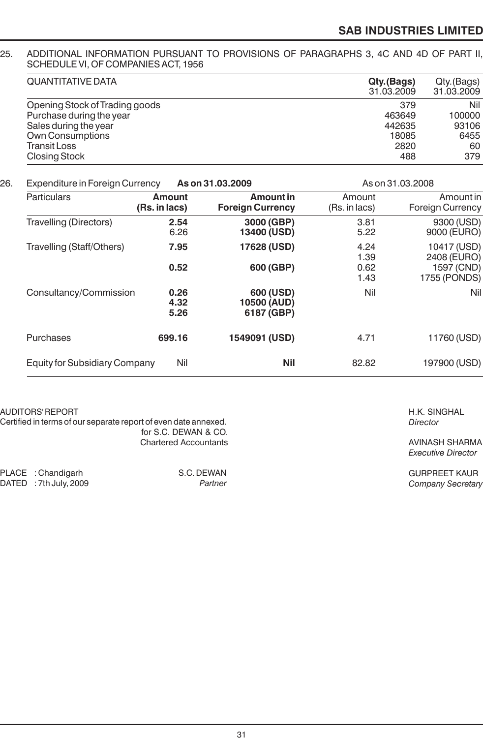25. ADDITIONAL INFORMATION PURSUANT TO PROVISIONS OF PARAGRAPHS 3, 4C AND 4D OF PART II, SCHEDULE VI, OF COMPANIES ACT, 1956

| QUANTITATIVE DATA | **Qty.(Bags) 31.03.2009** | Qty.(Bags) 31.03.2009 |
|---|---|---|
| Opening Stock of Trading goods | 379 | Nil |
| Purchase during the year | 463649 | 100000 |
| Sales during the year | 442635 | 93106 |
| Own Consumptions | 18085 | 6455 |
| Transit Loss | 2820 | 60 |
| Closing Stock | 488 | 379 |

26. Expenditure in Foreign Currency

| Particulars | **As on 31.03.2009** | | As on 31.03.2008 | |
|---|---|---|---|---|
| | **Amount (Rs. in lacs)** | **Amount in Foreign Currency** | Amount (Rs. in lacs) | Amount in Foreign Currency |
| Travelling (Directors) | **2.54** | **3000 (GBP)** | 3.81 | 9300 (USD) |
| | 6.26 | **13400 (USD)** | 5.22 | 9000 (EURO) |
| Travelling (Staff/Others) | **7.95** | **17628 (USD)** | 4.24 | 10417 (USD) |
| | | | 1.39 | 2408 (EURO) |
| | **0.52** | **600 (GBP)** | 0.62 | 1597 (CND) |
| | | | 1.43 | 1755 (PONDS) |
| Consultancy/Commission | **0.26** | **600 (USD)** | Nil | Nil |
| | **4.32** | **10500 (AUD)** | | |
| | **5.26** | **6187 (GBP)** | | |
| Purchases | **699.16** | **1549091 (USD)** | 4.71 | 11760 (USD) |
| Equity for Subsidiary Company | Nil | **Nil** | 82.82 | 197900 (USD) |

AUDITORS' REPORT
Certified in terms of our separate report of even date annexed.
for S.C. DEWAN & CO.
Chartered Accountants

PLACE : Chandigarh
DATED : 7th July, 2009

S.C. DEWAN
*Partner*

H.K. SINGHAL
*Director*

AVINASH SHARMA
*Executive Director*

GURPREET KAUR
*Company Secretary*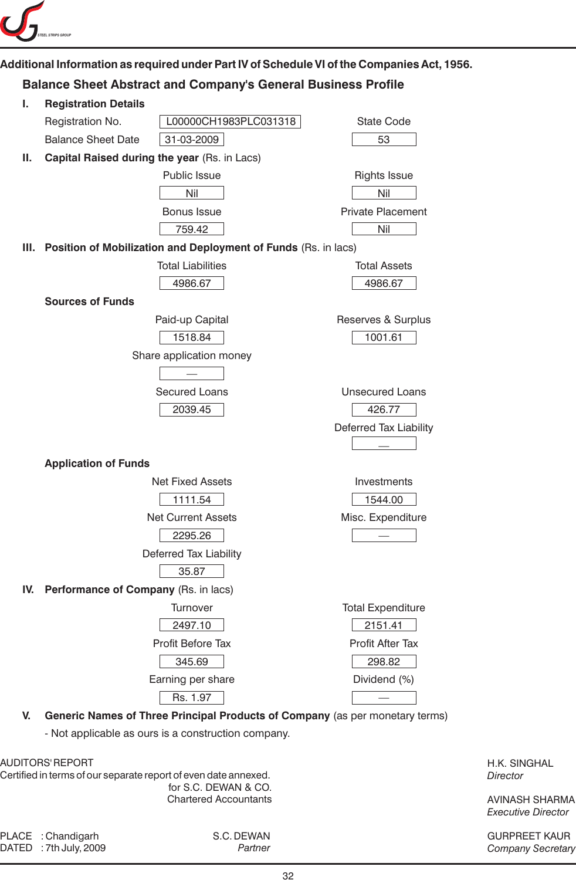**Additional Information as required under Part IV of Schedule VI of the Companies Act, 1956.**

## Balance Sheet Abstract and Company's General Business Profile

### I. Registration Details

| | | | |
|---|---|---|---|
| Registration No. | L00000CH1983PLC031318 | State Code | 53 |
| Balance Sheet Date | 31-03-2009 | | |

### II. Capital Raised during the year (Rs. in Lacs)

| Public Issue | Rights Issue |
|---|---|
| Nil | Nil |
| **Bonus Issue** | **Private Placement** |
| 759.42 | Nil |

### III. Position of Mobilization and Deployment of Funds (Rs. in lacs)

| Total Liabilities | Total Assets |
|---|---|
| 4986.67 | 4986.67 |

**Sources of Funds**

| Paid-up Capital | Reserves & Surplus |
|---|---|
| 1518.84 | 1001.61 |
| **Share application money** | |
| — | |
| **Secured Loans** | **Unsecured Loans** |
| 2039.45 | 426.77 |
| | **Deferred Tax Liability** |
| | — |

**Application of Funds**

| Net Fixed Assets | Investments |
|---|---|
| 1111.54 | 1544.00 |
| **Net Current Assets** | **Misc. Expenditure** |
| 2295.26 | — |
| **Deferred Tax Liability** | |
| 35.87 | |

### IV. Performance of Company (Rs. in lacs)

| Turnover | Total Expenditure |
|---|---|
| 2497.10 | 2151.41 |
| **Profit Before Tax** | **Profit After Tax** |
| 345.69 | 298.82 |
| **Earning per share** | **Dividend (%)** |
| Rs. 1.97 | — |

### V. Generic Names of Three Principal Products of Company (as per monetary terms)

- Not applicable as ours is a construction company.

AUDITORS' REPORT
Certified in terms of our separate report of even date annexed.
for S.C. DEWAN & CO.
Chartered Accountants

PLACE : Chandigarh
DATED : 7th July, 2009

S.C. DEWAN
*Partner*

H.K. SINGHAL
*Director*

AVINASH SHARMA
*Executive Director*

GURPREET KAUR
*Company Secretary*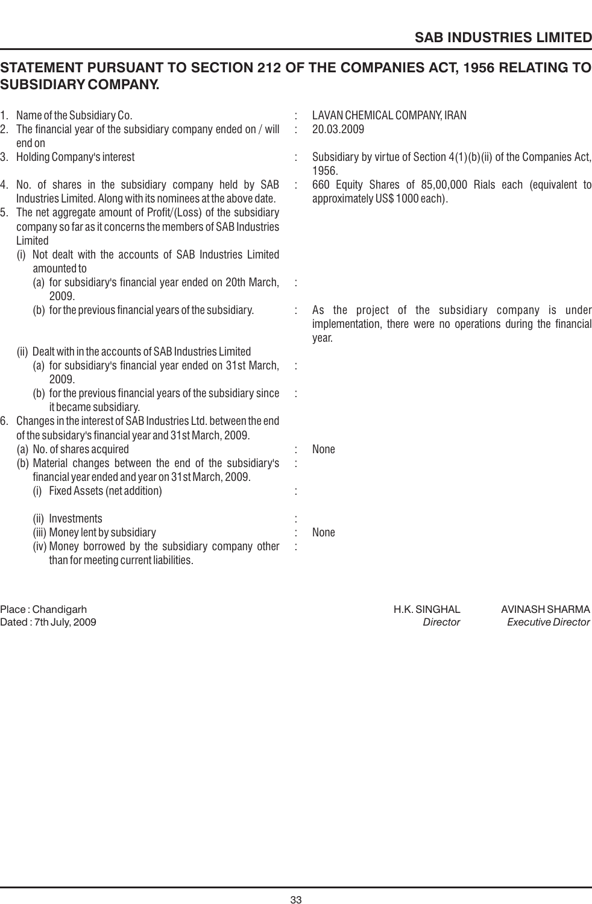## STATEMENT PURSUANT TO SECTION 212 OF THE COMPANIES ACT, 1956 RELATING TO SUBSIDIARY COMPANY.

| | | |
|---|---|---|
| 1. Name of the Subsidiary Co. | : | LAVAN CHEMICAL COMPANY, IRAN |
| 2. The financial year of the subsidiary company ended on / will end on | : | 20.03.2009 |
| 3. Holding Company's interest | : | Subsidiary by virtue of Section 4(1)(b)(ii) of the Companies Act, 1956. |
| 4. No. of shares in the subsidiary company held by SAB Industries Limited. Along with its nominees at the above date. | : | 660 Equity Shares of 85,00,000 Rials each (equivalent to approximately US$ 1000 each). |
| 5. The net aggregate amount of Profit/(Loss) of the subsidiary company so far as it concerns the members of SAB Industries Limited | | |
| (i) Not dealt with the accounts of SAB Industries Limited amounted to | | |
| (a) for subsidiary's financial year ended on 20th March, 2009. | : | |
| (b) for the previous financial years of the subsidiary. | : | As the project of the subsidiary company is under implementation, there were no operations during the financial year. |
| (ii) Dealt with in the accounts of SAB Industries Limited | | |
| (a) for subsidiary's financial year ended on 31st March, 2009. | : | |
| (b) for the previous financial years of the subsidiary since it became subsidiary. | : | |
| 6. Changes in the interest of SAB Industries Ltd. between the end of the subsidary's financial year and 31st March, 2009. | | |
| (a) No. of shares acquired | : | None |
| (b) Material changes between the end of the subsidiary's financial year ended and year on 31st March, 2009. | : | |
| (i) Fixed Assets (net addition) | : | |
| (ii) Investments | : | |
| (iii) Money lent by subsidiary | : | None |
| (iv) Money borrowed by the subsidiary company other than for meeting current liabilities. | : | |

Place : Chandigarh
Dated : 7th July, 2009

H.K. SINGHAL
*Director*

AVINASH SHARMA
*Executive Director*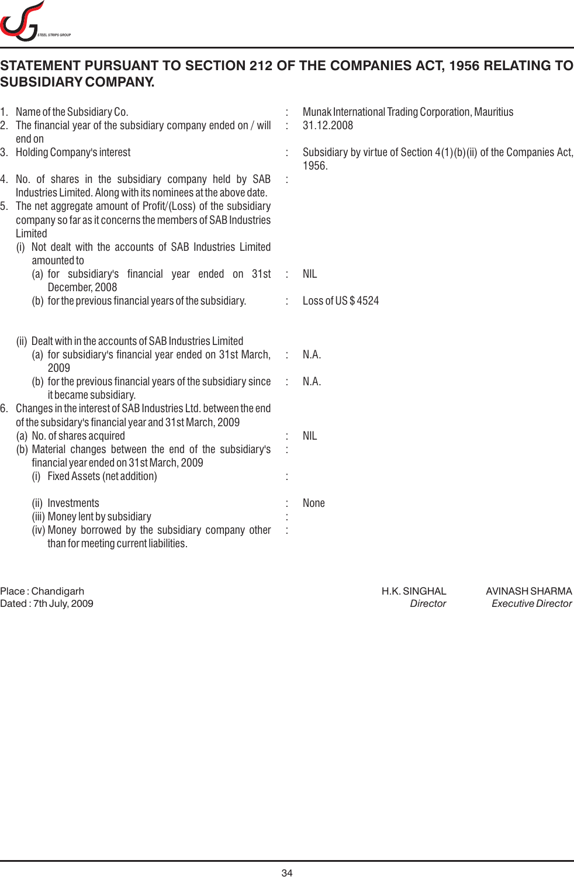# STATEMENT PURSUANT TO SECTION 212 OF THE COMPANIES ACT, 1956 RELATING TO SUBSIDIARY COMPANY.

| | | |
|---|---|---|
| 1. Name of the Subsidiary Co. | : | Munak International Trading Corporation, Mauritius |
| 2. The financial year of the subsidiary company ended on / will end on | : | 31.12.2008 |
| 3. Holding Company's interest | : | Subsidiary by virtue of Section 4(1)(b)(ii) of the Companies Act, 1956. |
| 4. No. of shares in the subsidiary company held by SAB Industries Limited. Along with its nominees at the above date. | : | |
| 5. The net aggregate amount of Profit/(Loss) of the subsidiary company so far as it concerns the members of SAB Industries Limited | | |
| (i) Not dealt with the accounts of SAB Industries Limited amounted to | | |
| (a) for subsidiary's financial year ended on 31st December, 2008 | : | NIL |
| (b) for the previous financial years of the subsidiary. | : | Loss of US $ 4524 |
| (ii) Dealt with in the accounts of SAB Industries Limited | | |
| (a) for subsidiary's financial year ended on 31st March, 2009 | : | N.A. |
| (b) for the previous financial years of the subsidiary since it became subsidiary. | : | N.A. |
| 6. Changes in the interest of SAB Industries Ltd. between the end of the subsidary's financial year and 31st March, 2009 | | |
| (a) No. of shares acquired | : | NIL |
| (b) Material changes between the end of the subsidiary's financial year ended on 31st March, 2009 | : | |
| (i) Fixed Assets (net addition) | : | |
| (ii) Investments | : | None |
| (iii) Money lent by subsidiary | : | |
| (iv) Money borrowed by the subsidiary company other than for meeting current liabilities. | : | |

Place : Chandigarh
Dated : 7th July, 2009

H.K. SINGHAL
*Director*

AVINASH SHARMA
*Executive Director*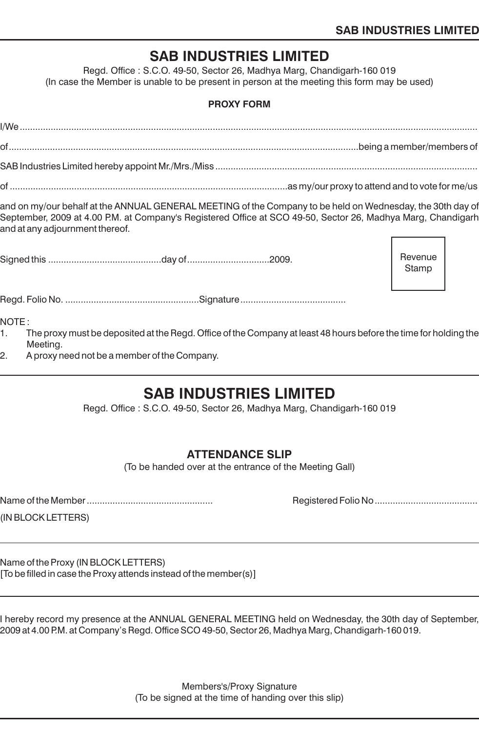# SAB INDUSTRIES LIMITED

Regd. Office : S.C.O. 49-50, Sector 26, Madhya Marg, Chandigarh-160 019
(In case the Member is unable to be present in person at the meeting this form may be used)

**PROXY FORM**

I/We ..................................................................................................................................................................

of ....................................................................................................................................being a member/members of

SAB Industries Limited hereby appoint Mr./Mrs./Miss ....................................................................................................

of ..........................................................................................................as my/our proxy to attend and to vote for me/us

and on my/our behalf at the ANNUAL GENERAL MEETING of the Company to be held on Wednesday, the 30th day of September, 2009 at 4.00 P.M. at Company's Registered Office at SCO 49-50, Sector 26, Madhya Marg, Chandigarh and at any adjournment thereof.

Signed this ...........................................day of ...............................2009.

Revenue Stamp

Regd. Folio No. ...................................................Signature ........................................

NOTE :

1. The proxy must be deposited at the Regd. Office of the Company at least 48 hours before the time for holding the Meeting.
2. A proxy need not be a member of the Company.

---

# SAB INDUSTRIES LIMITED

Regd. Office : S.C.O. 49-50, Sector 26, Madhya Marg, Chandigarh-160 019

## ATTENDANCE SLIP

(To be handed over at the entrance of the Meeting Gall)

Name of the Member ................................................ Registered Folio No .......................................

(IN BLOCK LETTERS)

---

Name of the Proxy (IN BLOCK LETTERS)
[To be filled in case the Proxy attends instead of the member(s)]

---

I hereby record my presence at the ANNUAL GENERAL MEETING held on Wednesday, the 30th day of September, 2009 at 4.00 P.M. at Company's Regd. Office SCO 49-50, Sector 26, Madhya Marg, Chandigarh-160 019.

Members's/Proxy Signature
(To be signed at the time of handing over this slip)